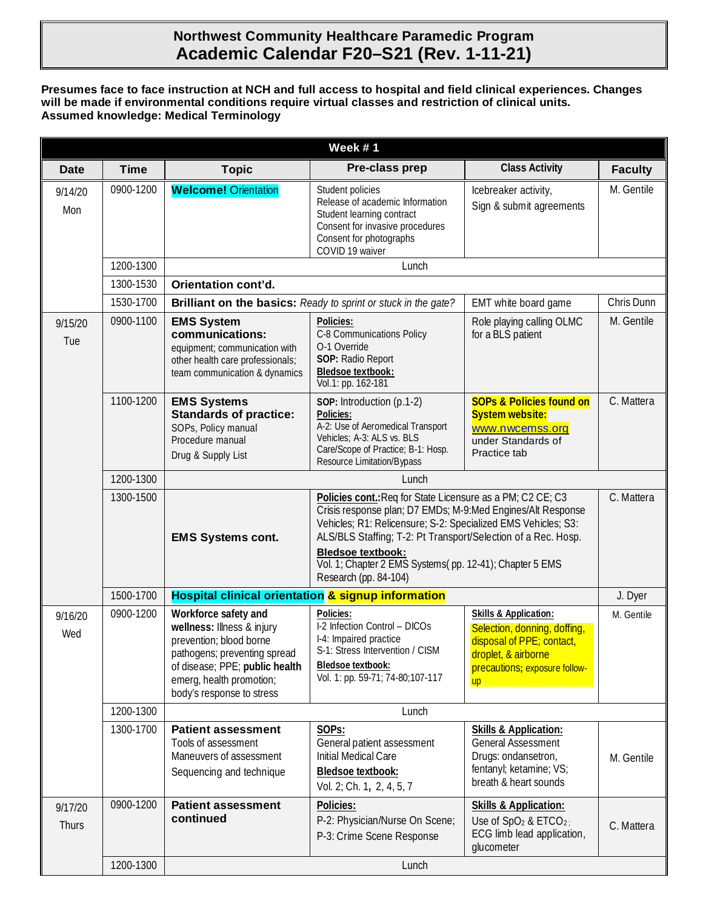# Northwest Community Healthcare Paramedic Program
# Academic Calendar F20–S21 (Rev. 1-11-21)

**Presumes face to face instruction at NCH and full access to hospital and field clinical experiences. Changes will be made if environmental conditions require virtual classes and restriction of clinical units.**
**Assumed knowledge: Medical Terminology**

| Week # 1 | | | | | |
|---|---|---|---|---|---|
| **Date** | **Time** | **Topic** | **Pre-class prep** | **Class Activity** | **Faculty** |
| 9/14/20 Mon | 0900-1200 | **Welcome!** Orientation | Student policies<br>Release of academic Information<br>Student learning contract<br>Consent for invasive procedures<br>Consent for photographs<br>COVID 19 waiver | Icebreaker activity,<br>Sign & submit agreements | M. Gentile |
| | 1200-1300 | Lunch | | | |
| | 1300-1530 | **Orientation cont'd.** | | | |
| | 1530-1700 | **Brilliant on the basics:** *Ready to sprint or stuck in the gate?* | | EMT white board game | Chris Dunn |
| 9/15/20 Tue | 0900-1100 | **EMS System communications:** equipment; communication with other health care professionals; team communication & dynamics | **Policies:**<br>C-8 Communications Policy<br>O-1 Override<br>**SOP:** Radio Report<br>**Bledsoe textbook:**<br>Vol.1: pp. 162-181 | Role playing calling OLMC for a BLS patient | M. Gentile |
| | 1100-1200 | **EMS Systems Standards of practice:** SOPs, Policy manual<br>Procedure manual<br>Drug & Supply List | **SOP:** Introduction (p.1-2)<br>**Policies:**<br>A-2: Use of Aeromedical Transport Vehicles; A-3: ALS vs. BLS Care/Scope of Practice; B-1: Hosp. Resource Limitation/Bypass | **SOPs & Policies found on System website:** www.nwcemss.org under Standards of Practice tab | C. Mattera |
| | 1200-1300 | Lunch | | | |
| | 1300-1500 | **EMS Systems cont.** | **Policies cont.:** Req for State Licensure as a PM; C2 CE; C3 Crisis response plan; D7 EMDs; M-9:Med Engines/Alt Response Vehicles; R1: Relicensure; S-2: Specialized EMS Vehicles; S3: ALS/BLS Staffing; T-2: Pt Transport/Selection of a Rec. Hosp.<br>**Bledsoe textbook:**<br>Vol. 1; Chapter 2 EMS Systems( pp. 12-41); Chapter 5 EMS Research (pp. 84-104) | | C. Mattera |
| | 1500-1700 | **Hospital clinical orientation & signup information** | | | J. Dyer |
| 9/16/20 Wed | 0900-1200 | **Workforce safety and wellness:** Illness & injury prevention; blood borne pathogens; preventing spread of disease; PPE; **public health** emerg, health promotion; body's response to stress | **Policies:**<br>I-2 Infection Control – DICOs<br>I-4: Impaired practice<br>S-1: Stress Intervention / CISM<br>**Bledsoe textbook:**<br>Vol. 1: pp. 59-71; 74-80;107-117 | **Skills & Application:**<br>Selection, donning, doffing, disposal of PPE; contact, droplet, & airborne precautions; exposure follow-up | M. Gentile |
| | 1200-1300 | Lunch | | | |
| | 1300-1700 | **Patient assessment**<br>Tools of assessment<br>Maneuvers of assessment<br>Sequencing and technique | **SOPs:**<br>General patient assessment<br>Initial Medical Care<br>**Bledsoe textbook:**<br>Vol. 2; Ch. 1, 2, 4, 5, 7 | **Skills & Application:**<br>General Assessment<br>Drugs: ondansetron, fentanyl; ketamine; VS; breath & heart sounds | M. Gentile |
| 9/17/20 Thurs | 0900-1200 | **Patient assessment continued** | **Policies:**<br>P-2: Physician/Nurse On Scene;<br>P-3: Crime Scene Response | **Skills & Application:**<br>Use of $SpO_2$ & $ETCO_2$; ECG limb lead application, glucometer | C. Mattera |
| | 1200-1300 | Lunch | | | |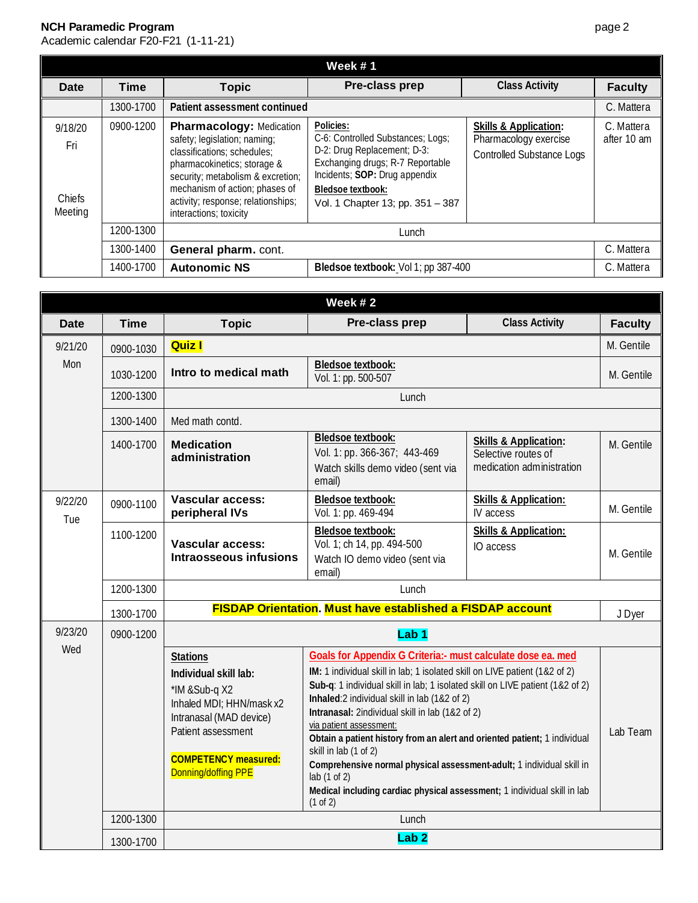**NCH Paramedic Program**
Academic calendar F20-F21 (1-11-21)

| Week # 1 | | | | | |
|---|---|---|---|---|---|
| **Date** | **Time** | **Topic** | **Pre-class prep** | **Class Activity** | **Faculty** |
| | 1300-1700 | **Patient assessment continued** | | | C. Mattera |
| 9/18/20 Fri<br><br>Chiefs Meeting | 0900-1200 | **Pharmacology:** Medication safety; legislation; naming; classifications; schedules; pharmacokinetics; storage & security; metabolism & excretion; mechanism of action; phases of activity; response; relationships; interactions; toxicity | **Policies:** C-6: Controlled Substances; Logs; D-2: Drug Replacement; D-3: Exchanging drugs; R-7 Reportable Incidents; **SOP:** Drug appendix<br>**Bledsoe textbook:** Vol. 1 Chapter 13; pp. 351 – 387 | **Skills & Application:** Pharmacology exercise<br>Controlled Substance Logs | C. Mattera after 10 am |
| | 1200-1300 | Lunch | | | |
| | 1300-1400 | **General pharm.** cont. | | | C. Mattera |
| | 1400-1700 | **Autonomic NS** | **Bledsoe textbook:** Vol 1; pp 387-400 | | C. Mattera |

| Week # 2 | | | | | |
|---|---|---|---|---|---|
| **Date** | **Time** | **Topic** | **Pre-class prep** | **Class Activity** | **Faculty** |
| 9/21/20 Mon | 0900-1030 | **Quiz I** | | | M. Gentile |
| | 1030-1200 | **Intro to medical math** | **Bledsoe textbook:** Vol. 1: pp. 500-507 | | M. Gentile |
| | 1200-1300 | Lunch | | | |
| | 1300-1400 | Med math contd. | | | |
| | 1400-1700 | **Medication administration** | **Bledsoe textbook:** Vol. 1: pp. 366-367; 443-469<br>Watch skills demo video (sent via email) | **Skills & Application:** Selective routes of medication administration | M. Gentile |
| 9/22/20 Tue | 0900-1100 | **Vascular access: peripheral IVs** | **Bledsoe textbook:** Vol. 1: pp. 469-494 | **Skills & Application:** IV access | M. Gentile |
| | 1100-1200 | **Vascular access: Intraosseous infusions** | **Bledsoe textbook:** Vol. 1; ch 14, pp. 494-500<br>Watch IO demo video (sent via email) | **Skills & Application:** IO access | M. Gentile |
| | 1200-1300 | Lunch | | | |
| | 1300-1700 | **FISDAP Orientation. Must have established a FISDAP account** | | | J Dyer |
| 9/23/20 Wed | 0900-1200 | **Lab 1** | | | |
| | | **Stations**<br>**Individual skill lab:**<br>*IM &Sub-q X2<br>Inhaled MDI; HHN/mask x2<br>Intranasal (MAD device)<br>Patient assessment<br><br>**COMPETENCY measured:** Donning/doffing PPE | **Goals for Appendix G Criteria:- must calculate dose ea. med**<br>**IM:** 1 individual skill in lab; 1 isolated skill on LIVE patient (1&2 of 2)<br>**Sub-q**: 1 individual skill in lab; 1 isolated skill on LIVE patient (1&2 of 2)<br>**Inhaled**:2 individual skill in lab (1&2 of 2)<br>**Intranasal:** 2individual skill in lab (1&2 of 2)<br>via patient assessment:<br>**Obtain a patient history from an alert and oriented patient;** 1 individual skill in lab (1 of 2)<br>**Comprehensive normal physical assessment-adult;** 1 individual skill in lab (1 of 2)<br>**Medical including cardiac physical assessment;** 1 individual skill in lab (1 of 2) | | Lab Team |
| | 1200-1300 | Lunch | | | |
| | 1300-1700 | **Lab 2** | | | |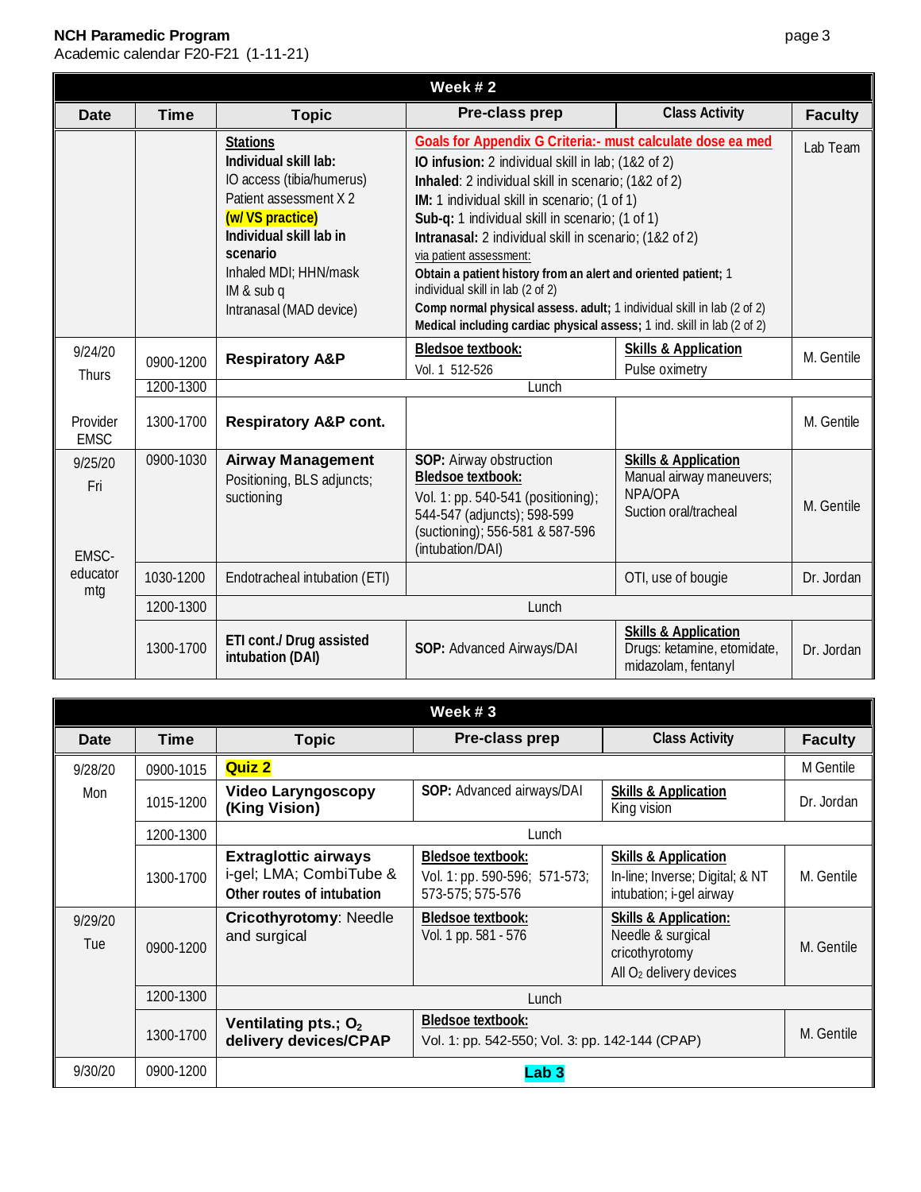**NCH Paramedic Program**
Academic calendar F20-F21 (1-11-21)

| Week # 2 | | | | | |
|---|---|---|---|---|---|
| **Date** | **Time** | **Topic** | **Pre-class prep** | **Class Activity** | **Faculty** |
| | | **Stations**<br>**Individual skill lab:**<br>IO access (tibia/humerus)<br>Patient assessment X 2<br>**(w/ VS practice)**<br>**Individual skill lab in scenario**<br>Inhaled MDI; HHN/mask<br>IM & sub q<br>Intranasal (MAD device) | **Goals for Appendix G Criteria:- must calculate dose ea med**<br>**IO infusion:** 2 individual skill in lab; (1&2 of 2)<br>**Inhaled**: 2 individual skill in scenario; (1&2 of 2)<br>**IM:** 1 individual skill in scenario; (1 of 1)<br>**Sub-q:** 1 individual skill in scenario; (1 of 1)<br>**Intranasal:** 2 individual skill in scenario; (1&2 of 2)<br>via patient assessment:<br>**Obtain a patient history from an alert and oriented patient;** 1 individual skill in lab (2 of 2)<br>**Comp normal physical assess. adult;** 1 individual skill in lab (2 of 2)<br>**Medical including cardiac physical assess;** 1 ind. skill in lab (2 of 2) | | Lab Team |
| 9/24/20<br>Thurs | 0900-1200 | **Respiratory A&P** | **Bledsoe textbook:**<br>Vol. 1 512-526 | **Skills & Application**<br>Pulse oximetry | M. Gentile |
| | 1200-1300 | Lunch | | | |
| Provider EMSC | 1300-1700 | **Respiratory A&P cont.** | | | M. Gentile |
| 9/25/20<br>Fri | 0900-1030 | **Airway Management**<br>Positioning, BLS adjuncts; suctioning | **SOP:** Airway obstruction<br>**Bledsoe textbook:**<br>Vol. 1: pp. 540-541 (positioning); 544-547 (adjuncts); 598-599 (suctioning); 556-581 & 587-596 (intubation/DAI) | **Skills & Application**<br>Manual airway maneuvers; NPA/OPA<br>Suction oral/tracheal | M. Gentile |
| EMSC-educator mtg | 1030-1200 | Endotracheal intubation (ETI) | | OTI, use of bougie | Dr. Jordan |
| | 1200-1300 | Lunch | | | |
| | 1300-1700 | **ETI cont./ Drug assisted intubation (DAI)** | **SOP:** Advanced Airways/DAI | **Skills & Application**<br>Drugs: ketamine, etomidate, midazolam, fentanyl | Dr. Jordan |

| Week # 3 | | | | | |
|---|---|---|---|---|---|
| **Date** | **Time** | **Topic** | **Pre-class prep** | **Class Activity** | **Faculty** |
| 9/28/20<br>Mon | 0900-1015 | **Quiz 2** | | | M Gentile |
| | 1015-1200 | **Video Laryngoscopy (King Vision)** | **SOP:** Advanced airways/DAI | **Skills & Application**<br>King vision | Dr. Jordan |
| | 1200-1300 | Lunch | | | |
| | 1300-1700 | **Extraglottic airways**<br>i-gel; LMA; CombiTube &<br>**Other routes of intubation** | **Bledsoe textbook:**<br>Vol. 1: pp. 590-596; 571-573; 573-575; 575-576 | **Skills & Application**<br>In-line; Inverse; Digital; & NT intubation; i-gel airway | M. Gentile |
| 9/29/20<br>Tue | 0900-1200 | **Cricothyrotomy**: Needle and surgical | **Bledsoe textbook:**<br>Vol. 1 pp. 581 - 576 | **Skills & Application:**<br>Needle & surgical cricothyrotomy<br>All $O_2$ delivery devices | M. Gentile |
| | 1200-1300 | Lunch | | | |
| | 1300-1700 | **Ventilating pts.; $O_2$ delivery devices/CPAP** | **Bledsoe textbook:**<br>Vol. 1: pp. 542-550; Vol. 3: pp. 142-144 (CPAP) | | M. Gentile |
| 9/30/20 | 0900-1200 | **Lab 3** | | | |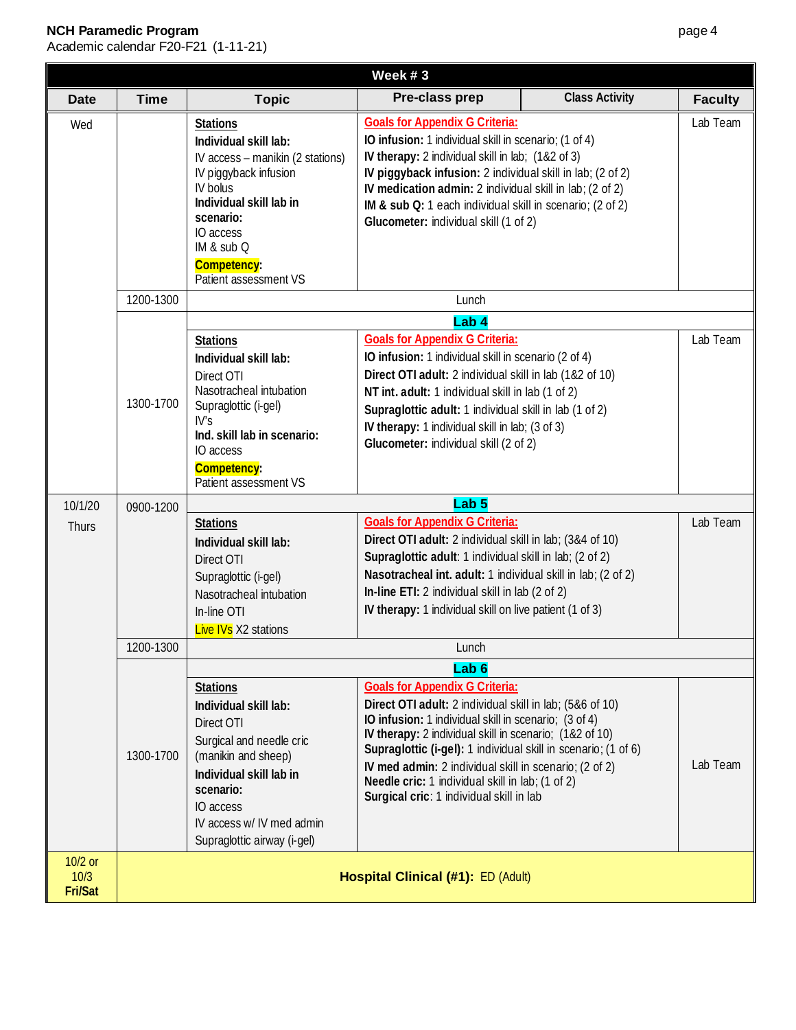**NCH Paramedic Program**
Academic calendar F20-F21 (1-11-21)

| Week # 3 | | | | |
|---|---|---|---|---|
| **Date** | **Time** | **Topic** | **Pre-class prep / Class Activity** | **Faculty** |
| Wed | | **Stations**<br>**Individual skill lab:**<br>IV access – manikin (2 stations)<br>IV piggyback infusion<br>IV bolus<br>**Individual skill lab in scenario:**<br>IO access<br>IM & sub Q<br>**Competency:**<br>Patient assessment VS | **Goals for Appendix G Criteria:**<br>**IO infusion:** 1 individual skill in scenario; (1 of 4)<br>**IV therapy:** 2 individual skill in lab; (1&2 of 3)<br>**IV piggyback infusion:** 2 individual skill in lab; (2 of 2)<br>**IV medication admin:** 2 individual skill in lab; (2 of 2)<br>**IM & sub Q:** 1 each individual skill in scenario; (2 of 2)<br>**Glucometer:** individual skill (1 of 2) | Lab Team |
| | 1200-1300 | Lunch | | |
| | 1300-1700 | **Lab 4**<br>**Stations**<br>**Individual skill lab:**<br>Direct OTI<br>Nasotracheal intubation<br>Supraglottic (i-gel)<br>IV's<br>**Ind. skill lab in scenario:**<br>IO access<br>**Competency:**<br>Patient assessment VS | **Goals for Appendix G Criteria:**<br>**IO infusion:** 1 individual skill in scenario (2 of 4)<br>**Direct OTI adult:** 2 individual skill in lab (1&2 of 10)<br>**NT int. adult:** 1 individual skill in lab (1 of 2)<br>**Supraglottic adult:** 1 individual skill in lab (1 of 2)<br>**IV therapy:** 1 individual skill in lab; (3 of 3)<br>**Glucometer:** individual skill (2 of 2) | Lab Team |
| 10/1/20<br>Thurs | 0900-1200 | **Lab 5**<br>**Stations**<br>**Individual skill lab:**<br>Direct OTI<br>Supraglottic (i-gel)<br>Nasotracheal intubation<br>In-line OTI<br>Live IVs X2 stations | **Goals for Appendix G Criteria:**<br>**Direct OTI adult:** 2 individual skill in lab; (3&4 of 10)<br>**Supraglottic adult**: 1 individual skill in lab; (2 of 2)<br>**Nasotracheal int. adult:** 1 individual skill in lab; (2 of 2)<br>**In-line ETI:** 2 individual skill in lab (2 of 2)<br>**IV therapy:** 1 individual skill on live patient (1 of 3) | Lab Team |
| | 1200-1300 | Lunch | | |
| | 1300-1700 | **Lab 6**<br>**Stations**<br>**Individual skill lab:**<br>Direct OTI<br>Surgical and needle cric (manikin and sheep)<br>**Individual skill lab in scenario:**<br>IO access<br>IV access w/ IV med admin<br>Supraglottic airway (i-gel) | **Goals for Appendix G Criteria:**<br>**Direct OTI adult:** 2 individual skill in lab; (5&6 of 10)<br>**IO infusion:** 1 individual skill in scenario; (3 of 4)<br>**IV therapy:** 2 individual skill in scenario; (1&2 of 10)<br>**Supraglottic (i-gel):** 1 individual skill in scenario; (1 of 6)<br>**IV med admin:** 2 individual skill in scenario; (2 of 2)<br>**Needle cric:** 1 individual skill in lab; (1 of 2)<br>**Surgical cric**: 1 individual skill in lab | Lab Team |
| 10/2 or 10/3<br>**Fri/Sat** | **Hospital Clinical (#1):** ED (Adult) | | | |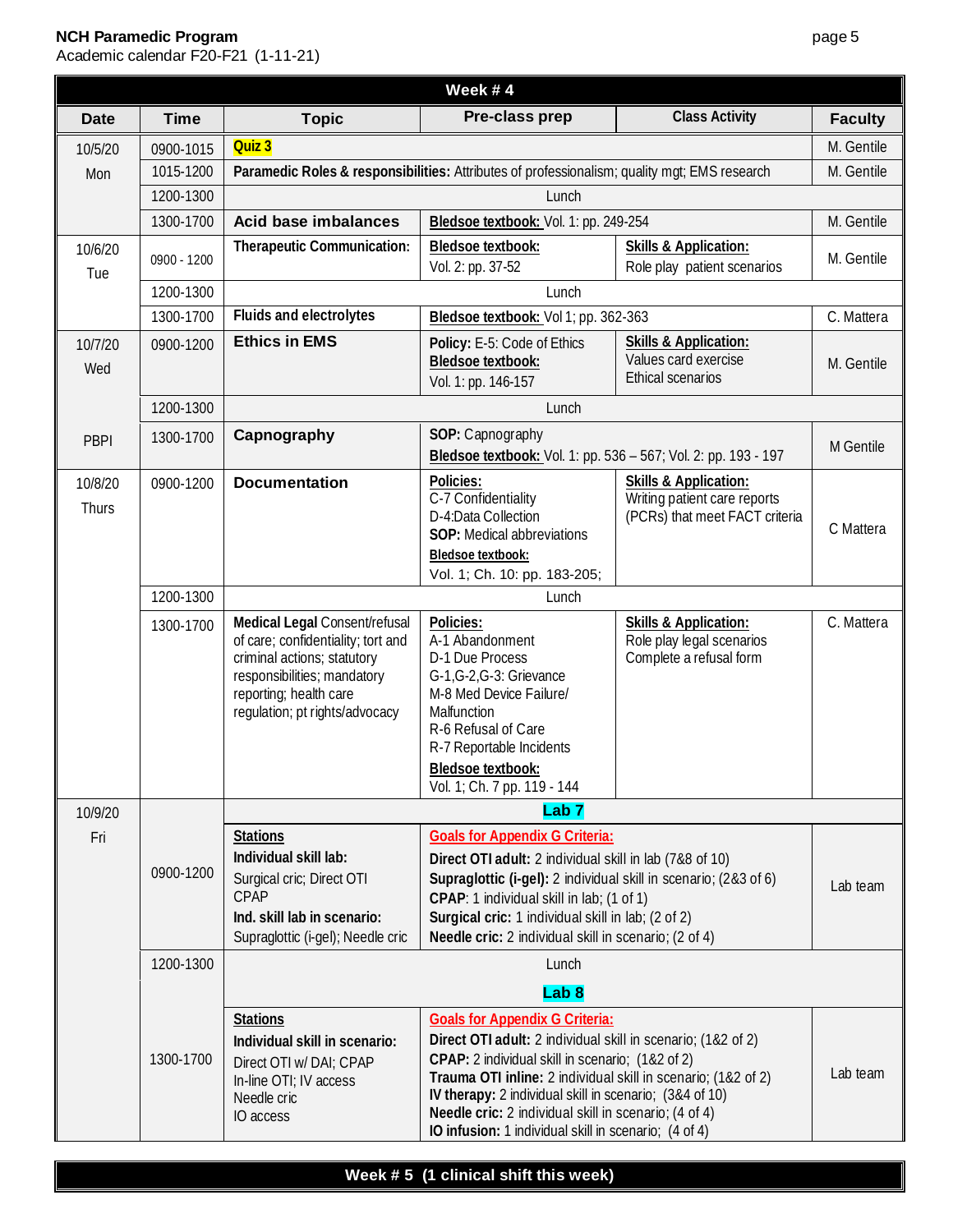**NCH Paramedic Program**
Academic calendar F20-F21 (1-11-21)

| Week # 4 | | | | | |
|---|---|---|---|---|---|
| **Date** | **Time** | **Topic** | **Pre-class prep** | **Class Activity** | **Faculty** |
| 10/5/20 Mon | 0900-1015 | **Quiz 3** | | | M. Gentile |
| | 1015-1200 | **Paramedic Roles & responsibilities:** Attributes of professionalism; quality mgt; EMS research | | | M. Gentile |
| | 1200-1300 | Lunch | | | |
| | 1300-1700 | **Acid base imbalances** | **Bledsoe textbook:** Vol. 1: pp. 249-254 | | M. Gentile |
| 10/6/20 Tue | 0900 - 1200 | **Therapeutic Communication:** | **Bledsoe textbook:** Vol. 2: pp. 37-52 | **Skills & Application:** Role play patient scenarios | M. Gentile |
| | 1200-1300 | Lunch | | | |
| | 1300-1700 | **Fluids and electrolytes** | **Bledsoe textbook:** Vol 1; pp. 362-363 | | C. Mattera |
| 10/7/20 Wed | 0900-1200 | **Ethics in EMS** | **Policy:** E-5: Code of Ethics **Bledsoe textbook:** Vol. 1: pp. 146-157 | **Skills & Application:** Values card exercise Ethical scenarios | M. Gentile |
| | 1200-1300 | Lunch | | | |
| PBPI | 1300-1700 | **Capnography** | **SOP:** Capnography **Bledsoe textbook:** Vol. 1: pp. 536 – 567; Vol. 2: pp. 193 - 197 | | M Gentile |
| 10/8/20 Thurs | 0900-1200 | **Documentation** | **Policies:** C-7 Confidentiality D-4:Data Collection **SOP:** Medical abbreviations **Bledsoe textbook:** Vol. 1; Ch. 10: pp. 183-205; | **Skills & Application:** Writing patient care reports (PCRs) that meet FACT criteria | C Mattera |
| | 1200-1300 | Lunch | | | |
| | 1300-1700 | **Medical Legal** Consent/refusal of care; confidentiality; tort and criminal actions; statutory responsibilities; mandatory reporting; health care regulation; pt rights/advocacy | **Policies:** A-1 Abandonment D-1 Due Process G-1,G-2,G-3: Grievance M-8 Med Device Failure/ Malfunction R-6 Refusal of Care R-7 Reportable Incidents **Bledsoe textbook:** Vol. 1; Ch. 7 pp. 119 - 144 | **Skills & Application:** Role play legal scenarios Complete a refusal form | C. Mattera |
| 10/9/20 Fri | | **Lab 7** | | | |
| | 0900-1200 | **Stations** **Individual skill lab:** Surgical cric; Direct OTI CPAP **Ind. skill lab in scenario:** Supraglottic (i-gel); Needle cric | **Goals for Appendix G Criteria:** **Direct OTI adult:** 2 individual skill in lab (7&8 of 10) **Supraglottic (i-gel):** 2 individual skill in scenario; (2&3 of 6) **CPAP**: 1 individual skill in lab; (1 of 1) **Surgical cric:** 1 individual skill in lab; (2 of 2) **Needle cric:** 2 individual skill in scenario; (2 of 4) | | Lab team |
| | 1200-1300 | Lunch | | | |
| | | **Lab 8** | | | |
| | 1300-1700 | **Stations** **Individual skill in scenario:** Direct OTI w/ DAI; CPAP In-line OTI; IV access Needle cric IO access | **Goals for Appendix G Criteria:** **Direct OTI adult:** 2 individual skill in scenario; (1&2 of 2) **CPAP:** 2 individual skill in scenario; (1&2 of 2) **Trauma OTI inline:** 2 individual skill in scenario; (1&2 of 2) **IV therapy:** 2 individual skill in scenario; (3&4 of 10) **Needle cric:** 2 individual skill in scenario; (4 of 4) **IO infusion:** 1 individual skill in scenario; (4 of 4) | | Lab team |

**Week # 5 (1 clinical shift this week)**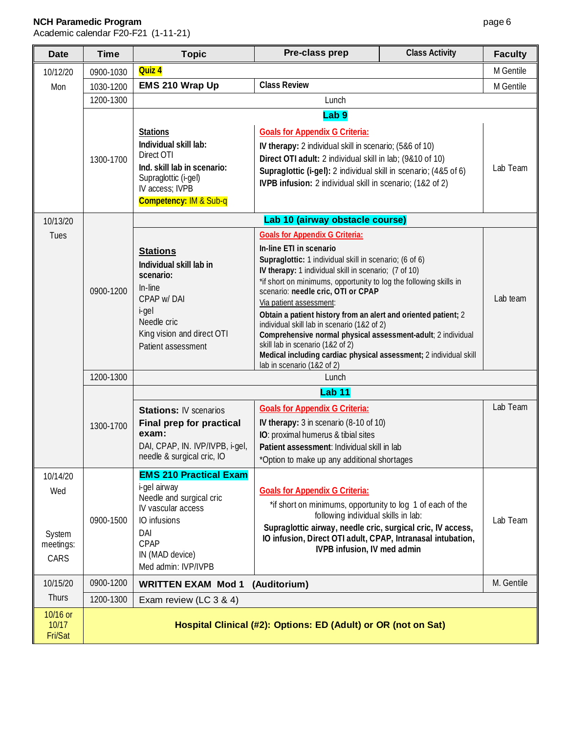**NCH Paramedic Program**
Academic calendar F20-F21 (1-11-21)

| Date | Time | Topic | Pre-class prep | Class Activity | Faculty |
|---|---|---|---|---|---|
| 10/12/20 Mon | 0900-1030 | **Quiz 4** | | | M Gentile |
| | 1030-1200 | **EMS 210 Wrap Up** | **Class Review** | | M Gentile |
| | 1200-1300 | Lunch | | | |
| | 1300-1700 | **Lab 9** **Stations** **Individual skill lab:** Direct OTI **Ind. skill lab in scenario:** Supraglottic (i-gel) IV access; IVPB **Competency:** IM & Sub-q | **Goals for Appendix G Criteria:** **IV therapy:** 2 individual skill in scenario; (5&6 of 10) **Direct OTI adult:** 2 individual skill in lab; (9&10 of 10) **Supraglottic (i-gel):** 2 individual skill in scenario; (4&5 of 6) **IVPB infusion:** 2 individual skill in scenario; (1&2 of 2) | | Lab Team |
| 10/13/20 Tues | 0900-1200 | **Lab 10 (airway obstacle course)** **Stations** **Individual skill lab in scenario:** In-line CPAP w/ DAI i-gel Needle cric King vision and direct OTI Patient assessment | **Goals for Appendix G Criteria:** **In-line ETI in scenario** **Supraglottic:** 1 individual skill in scenario; (6 of 6) **IV therapy:** 1 individual skill in scenario; (7 of 10) *if short on minimums, opportunity to log the following skills in scenario: **needle cric, OTI or CPAP** Via patient assessment: **Obtain a patient history from an alert and oriented patient;** 2 individual skill lab in scenario (1&2 of 2) **Comprehensive normal physical assessment-adult**; 2 individual skill lab in scenario (1&2 of 2) **Medical including cardiac physical assessment;** 2 individual skill lab in scenario (1&2 of 2) | | Lab team |
| | 1200-1300 | Lunch | | | |
| | 1300-1700 | **Lab 11** **Stations:** IV scenarios **Final prep for practical exam:** DAI, CPAP, IN. IVP/IVPB, i-gel, needle & surgical cric, IO | **Goals for Appendix G Criteria:** **IV therapy:** 3 in scenario (8-10 of 10) **IO**: proximal humerus & tibial sites **Patient assessment**: Individual skill in lab *Option to make up any additional shortages | | Lab Team |
| 10/14/20 Wed System meetings: CARS | 0900-1500 | **EMS 210 Practical Exam** i-gel airway Needle and surgical cric IV vascular access IO infusions DAI CPAP IN (MAD device) Med admin: IVP/IVPB | **Goals for Appendix G Criteria:** *if short on minimums, opportunity to log 1 of each of the following individual skills in lab: **Supraglottic airway, needle cric, surgical cric, IV access, IO infusion, Direct OTI adult, CPAP, Intranasal intubation, IVPB infusion, IV med admin** | | Lab Team |
| 10/15/20 Thurs | 0900-1200 | **WRITTEN EXAM Mod 1 (Auditorium)** | | | M. Gentile |
| | 1200-1300 | Exam review (LC 3 & 4) | | | |
| 10/16 or 10/17 Fri/Sat | | **Hospital Clinical (#2): Options: ED (Adult) or OR (not on Sat)** | | | |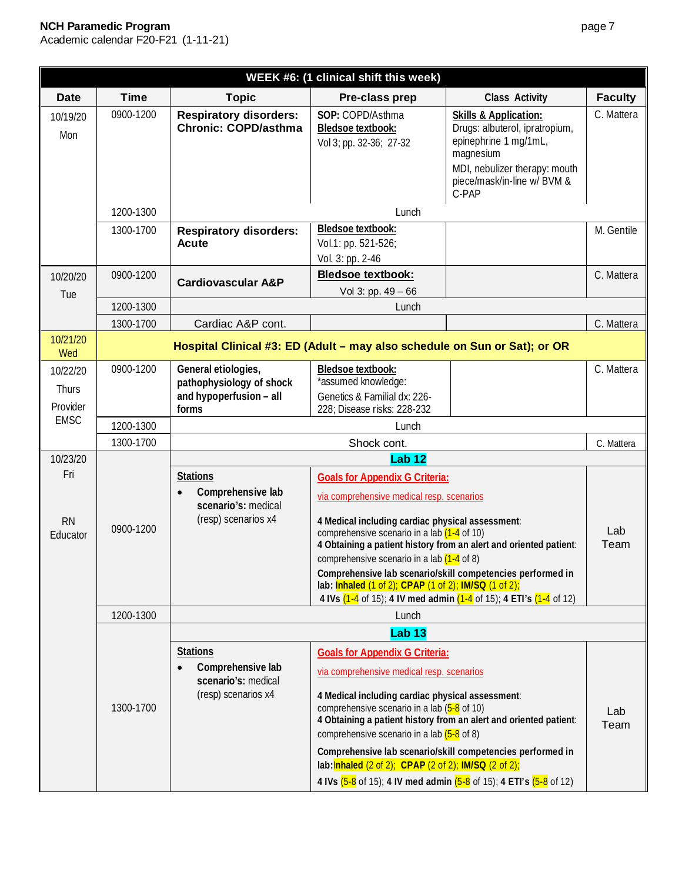**NCH Paramedic Program**
Academic calendar F20-F21 (1-11-21)

| WEEK #6: (1 clinical shift this week) | | | | | |
|---|---|---|---|---|---|
| **Date** | **Time** | **Topic** | **Pre-class prep** | **Class Activity** | **Faculty** |
| 10/19/20 Mon | 0900-1200 | **Respiratory disorders: Chronic: COPD/asthma** | **SOP:** COPD/Asthma **Bledsoe textbook:** Vol 3; pp. 32-36; 27-32 | **Skills & Application:** Drugs: albuterol, ipratropium, epinephrine 1 mg/1mL, magnesium MDI, nebulizer therapy: mouth piece/mask/in-line w/ BVM & C-PAP | C. Mattera |
| | 1200-1300 | Lunch | | | |
| | 1300-1700 | **Respiratory disorders: Acute** | **Bledsoe textbook:** Vol.1: pp. 521-526; Vol. 3: pp. 2-46 | | M. Gentile |
| 10/20/20 Tue | 0900-1200 | **Cardiovascular A&P** | **Bledsoe textbook:** Vol 3: pp. 49 – 66 | | C. Mattera |
| | 1200-1300 | Lunch | | | |
| | 1300-1700 | Cardiac A&P cont. | | | C. Mattera |
| 10/21/20 Wed | **Hospital Clinical #3: ED (Adult – may also schedule on Sun or Sat); or OR** | | | | |
| 10/22/20 Thurs Provider EMSC | 0900-1200 | **General etiologies, pathophysiology of shock and hypoperfusion – all forms** | **Bledsoe textbook:** *assumed knowledge: Genetics & Familial dx: 226-228; Disease risks: 228-232 | | C. Mattera |
| | 1200-1300 | Lunch | | | |
| | 1300-1700 | Shock cont. | | | C. Mattera |
| 10/23/20 Fri RN Educator | | **Lab 12** | | | |
| | 0900-1200 | **Stations** • **Comprehensive lab scenario's:** medical (resp) scenarios x4 | **Goals for Appendix G Criteria:** via comprehensive medical resp. scenarios **4 Medical including cardiac physical assessment**: comprehensive scenario in a lab (1-4 of 10) **4 Obtaining a patient history from an alert and oriented patient**: comprehensive scenario in a lab (1-4 of 8) **Comprehensive lab scenario/skill competencies performed in lab: Inhaled** (1 of 2); **CPAP** (1 of 2); **IM/SQ** (1 of 2); **4 IVs** (1-4 of 15); **4 IV med admin** (1-4 of 15); **4 ETI's** (1-4 of 12) | | Lab Team |
| | 1200-1300 | Lunch | | | |
| | | **Lab 13** | | | |
| | 1300-1700 | **Stations** • **Comprehensive lab scenario's:** medical (resp) scenarios x4 | **Goals for Appendix G Criteria:** via comprehensive medical resp. scenarios **4 Medical including cardiac physical assessment**: comprehensive scenario in a lab (5-8 of 10) **4 Obtaining a patient history from an alert and oriented patient**: comprehensive scenario in a lab (5-8 of 8) **Comprehensive lab scenario/skill competencies performed in lab: Inhaled** (2 of 2); **CPAP** (2 of 2); **IM/SQ** (2 of 2); **4 IVs** (5-8 of 15); **4 IV med admin** (5-8 of 15); **4 ETI's** (5-8 of 12) | | Lab Team |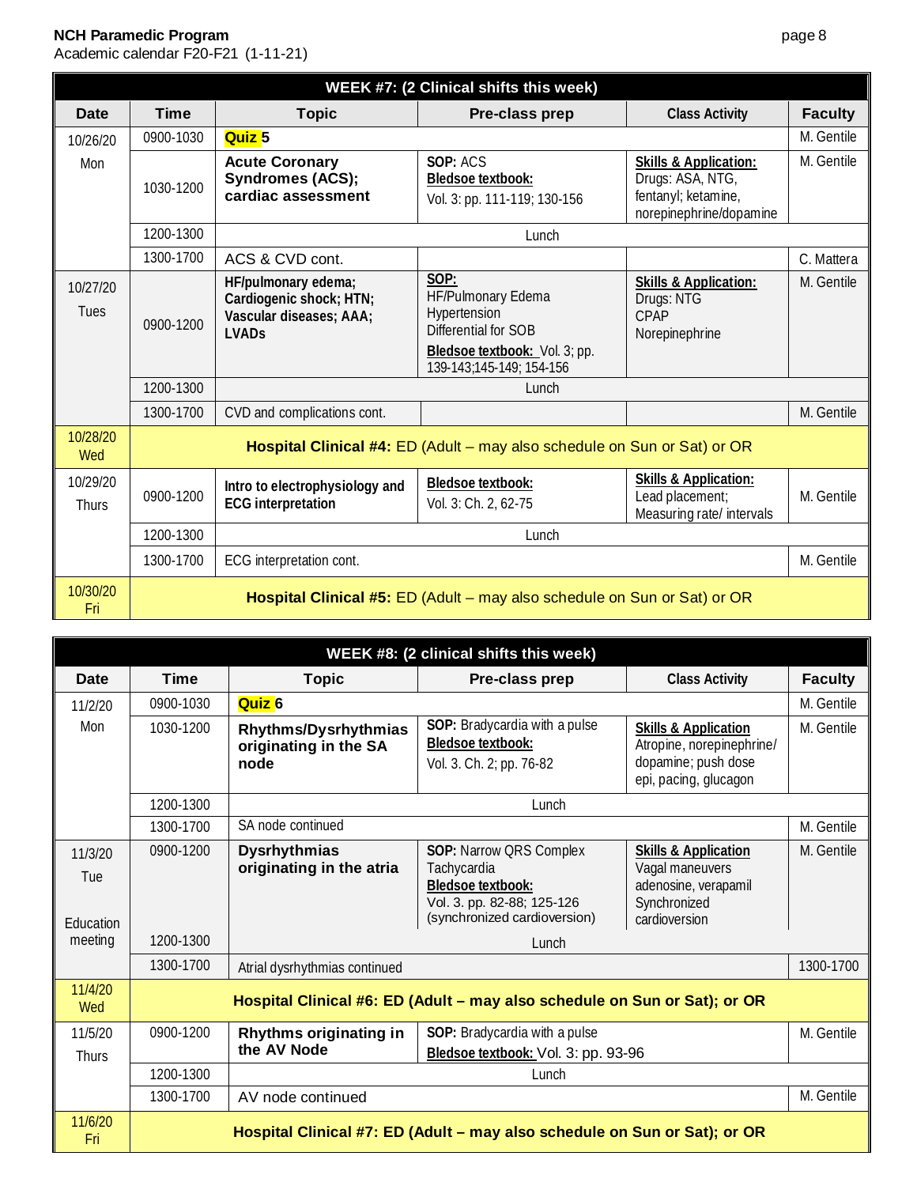| WEEK #7: (2 Clinical shifts this week) | | | | | |
|---|---|---|---|---|---|
| **Date** | **Time** | **Topic** | **Pre-class prep** | **Class Activity** | **Faculty** |
| 10/26/20 Mon | 0900-1030 | **Quiz 5** | | | M. Gentile |
| | 1030-1200 | **Acute Coronary Syndromes (ACS); cardiac assessment** | **SOP:** ACS **Bledsoe textbook:** Vol. 3: pp. 111-119; 130-156 | **Skills & Application:** Drugs: ASA, NTG, fentanyl; ketamine, norepinephrine/dopamine | M. Gentile |
| | 1200-1300 | Lunch | | | |
| | 1300-1700 | ACS & CVD cont. | | | C. Mattera |
| 10/27/20 Tues | 0900-1200 | **HF/pulmonary edema; Cardiogenic shock; HTN; Vascular diseases; AAA; LVADs** | **SOP:** HF/Pulmonary Edema, Hypertension, Differential for SOB **Bledsoe textbook:** Vol. 3; pp. 139-143;145-149; 154-156 | **Skills & Application:** Drugs: NTG, CPAP, Norepinephrine | M. Gentile |
| | 1200-1300 | Lunch | | | |
| | 1300-1700 | CVD and complications cont. | | | M. Gentile |
| 10/28/20 Wed | | **Hospital Clinical #4:** ED (Adult – may also schedule on Sun or Sat) or OR | | | |
| 10/29/20 Thurs | 0900-1200 | **Intro to electrophysiology and ECG interpretation** | **Bledsoe textbook:** Vol. 3: Ch. 2, 62-75 | **Skills & Application:** Lead placement; Measuring rate/ intervals | M. Gentile |
| | 1200-1300 | Lunch | | | |
| | 1300-1700 | ECG interpretation cont. | | | M. Gentile |
| 10/30/20 Fri | | **Hospital Clinical #5:** ED (Adult – may also schedule on Sun or Sat) or OR | | | |

| WEEK #8: (2 clinical shifts this week) | | | | | |
|---|---|---|---|---|---|
| **Date** | **Time** | **Topic** | **Pre-class prep** | **Class Activity** | **Faculty** |
| 11/2/20 Mon | 0900-1030 | **Quiz 6** | | | M. Gentile |
| | 1030-1200 | **Rhythms/Dysrhythmias originating in the SA node** | **SOP:** Bradycardia with a pulse **Bledsoe textbook:** Vol. 3. Ch. 2; pp. 76-82 | **Skills & Application** Atropine, norepinephrine/ dopamine; push dose epi, pacing, glucagon | M. Gentile |
| | 1200-1300 | Lunch | | | |
| | 1300-1700 | SA node continued | | | M. Gentile |
| 11/3/20 Tue Education meeting | 0900-1200 | **Dysrhythmias originating in the atria** | **SOP:** Narrow QRS Complex Tachycardia **Bledsoe textbook:** Vol. 3. pp. 82-88; 125-126 (synchronized cardioversion) | **Skills & Application** Vagal maneuvers adenosine, verapamil Synchronized cardioversion | M. Gentile |
| | 1200-1300 | Lunch | | | |
| | 1300-1700 | Atrial dysrhythmias continued | | | 1300-1700 |
| 11/4/20 Wed | | **Hospital Clinical #6: ED (Adult – may also schedule on Sun or Sat); or OR** | | | |
| 11/5/20 Thurs | 0900-1200 | **Rhythms originating in the AV Node** | **SOP:** Bradycardia with a pulse **Bledsoe textbook:** Vol. 3: pp. 93-96 | | M. Gentile |
| | 1200-1300 | Lunch | | | |
| | 1300-1700 | AV node continued | | | M. Gentile |
| 11/6/20 Fri | | **Hospital Clinical #7: ED (Adult – may also schedule on Sun or Sat); or OR** | | | |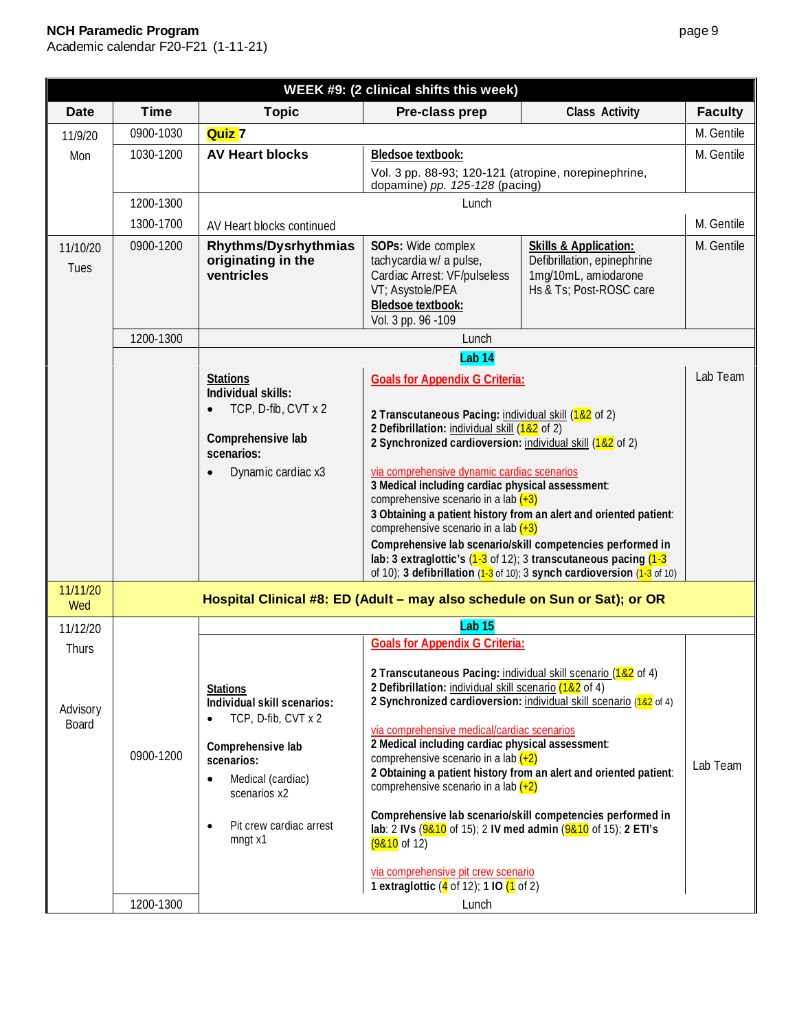**NCH Paramedic Program**
Academic calendar F20-F21 (1-11-21)

| WEEK #9: (2 clinical shifts this week) | | | | | |
|---|---|---|---|---|---|
| **Date** | **Time** | **Topic** | **Pre-class prep** | **Class Activity** | **Faculty** |
| 11/9/20 Mon | 0900-1030 | **Quiz 7** | | | M. Gentile |
| | 1030-1200 | **AV Heart blocks** | **Bledsoe textbook:** Vol. 3 pp. 88-93; 120-121 (atropine, norepinephrine, dopamine) *pp. 125-128* (pacing) | | M. Gentile |
| | 1200-1300 | Lunch | | | |
| | 1300-1700 | AV Heart blocks continued | | | M. Gentile |
| 11/10/20 Tues | 0900-1200 | **Rhythms/Dysrhythmias originating in the ventricles** | **SOPs:** Wide complex tachycardia w/ a pulse, Cardiac Arrest: VF/pulseless VT; Asystole/PEA **Bledsoe textbook:** Vol. 3 pp. 96 -109 | **Skills & Application:** Defibrillation, epinephrine 1mg/10mL, amiodarone Hs & Ts; Post-ROSC care | M. Gentile |
| | 1200-1300 | Lunch | | | |
| | | **Lab 14** | | | |
| | | **Stations** **Individual skills:** • TCP, D-fib, CVT x 2 **Comprehensive lab scenarios:** • Dynamic cardiac x3 | **Goals for Appendix G Criteria:** **2 Transcutaneous Pacing:** individual skill (1&2 of 2) **2 Defibrillation:** individual skill (1&2 of 2) **2 Synchronized cardioversion:** individual skill (1&2 of 2) via comprehensive dynamic cardiac scenarios **3 Medical including cardiac physical assessment**: comprehensive scenario in a lab (+3) **3 Obtaining a patient history from an alert and oriented patient**: comprehensive scenario in a lab (+3) **Comprehensive lab scenario/skill competencies performed in lab: 3 extraglottic's** (1-3 of 12); 3 **transcutaneous pacing** (1-3 of 10); **3 defibrillation** (1-3 of 10); 3 **synch cardioversion** (1-3 of 10) | | Lab Team |
| 11/11/20 Wed | **Hospital Clinical #8: ED (Adult – may also schedule on Sun or Sat); or OR** | | | | |
| 11/12/20 Thurs Advisory Board | | **Lab 15** | | | |
| | 0900-1200 | **Stations** **Individual skill scenarios:** • TCP, D-fib, CVT x 2 **Comprehensive lab scenarios:** • Medical (cardiac) scenarios x2 • Pit crew cardiac arrest mngt x1 | **Goals for Appendix G Criteria:** **2 Transcutaneous Pacing:** individual skill scenario (1&2 of 4) **2 Defibrillation:** individual skill scenario (1&2 of 4) **2 Synchronized cardioversion:** individual skill scenario (1&2 of 4) via comprehensive medical/cardiac scenarios **2 Medical including cardiac physical assessment**: comprehensive scenario in a lab (+2) **2 Obtaining a patient history from an alert and oriented patient**: comprehensive scenario in a lab (+2) **Comprehensive lab scenario/skill competencies performed in lab**: 2 **IVs** (9&10 of 15); 2 **IV med admin** (9&10 of 15); **2 ETI's** (9&10 of 12) via comprehensive pit crew scenario **1 extraglottic** (4 of 12); **1 IO** (1 of 2) | | Lab Team |
| | 1200-1300 | Lunch | | | |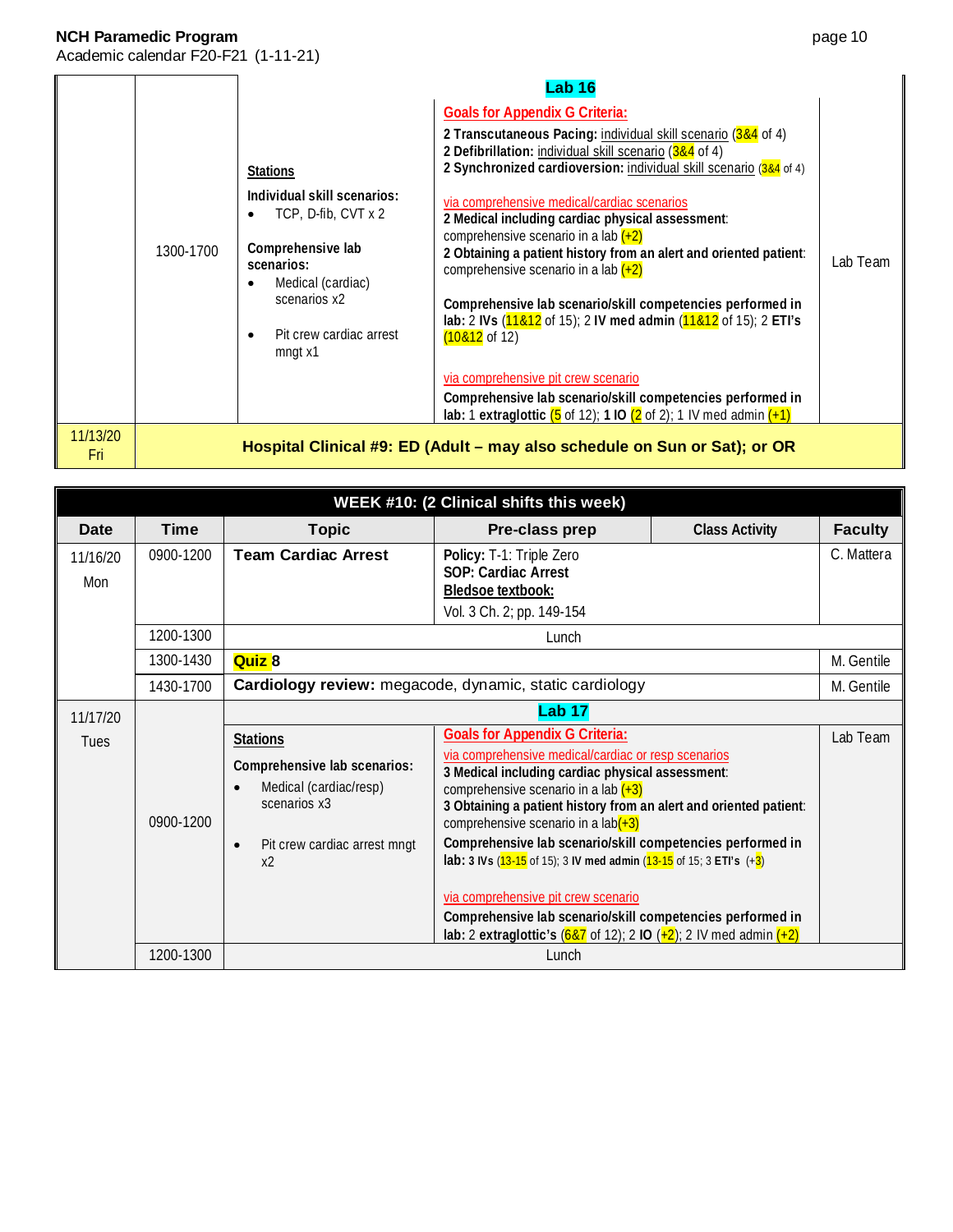**NCH Paramedic Program**
Academic calendar F20-F21 (1-11-21)

| Date | Time | Topic | Pre-class prep / Class Activity | Faculty |
|---|---|---|---|---|
| | 1300-1700 | **Stations**<br>**Individual skill scenarios:**<br>• TCP, D-fib, CVT x 2<br>**Comprehensive lab scenarios:**<br>• Medical (cardiac) scenarios x2<br>• Pit crew cardiac arrest mngt x1 | **Lab 16**<br>**Goals for Appendix G Criteria:**<br>**2 Transcutaneous Pacing:** individual skill scenario (3&4 of 4)<br>**2 Defibrillation:** individual skill scenario (3&4 of 4)<br>**2 Synchronized cardioversion:** individual skill scenario (3&4 of 4)<br>via comprehensive medical/cardiac scenarios<br>**2 Medical including cardiac physical assessment**: comprehensive scenario in a lab (+2)<br>**2 Obtaining a patient history from an alert and oriented patient**: comprehensive scenario in a lab (+2)<br>**Comprehensive lab scenario/skill competencies performed in lab:** 2 **IVs** (11&12 of 15); 2 **IV med admin** (11&12 of 15); 2 **ETI's** (10&12 of 12)<br>via comprehensive pit crew scenario<br>**Comprehensive lab scenario/skill competencies performed in lab:** 1 **extraglottic** (5 of 12); **1 IO** (2 of 2); 1 IV med admin (+1) | Lab Team |
| 11/13/20 Fri | **Hospital Clinical #9: ED (Adult – may also schedule on Sun or Sat); or OR** | | | |

| WEEK #10: (2 Clinical shifts this week) | | | | | |
|---|---|---|---|---|---|
| **Date** | **Time** | **Topic** | **Pre-class prep** | **Class Activity** | **Faculty** |
| 11/16/20 Mon | 0900-1200 | **Team Cardiac Arrest** | **Policy:** T-1: Triple Zero<br>**SOP: Cardiac Arrest**<br>**Bledsoe textbook:**<br>Vol. 3 Ch. 2; pp. 149-154 | | C. Mattera |
| | 1200-1300 | Lunch | | | |
| | 1300-1430 | **Quiz 8** | | | M. Gentile |
| | 1430-1700 | **Cardiology review:** megacode, dynamic, static cardiology | | | M. Gentile |
| 11/17/20 Tues | 0900-1200 | **Stations**<br>**Comprehensive lab scenarios:**<br>• Medical (cardiac/resp) scenarios x3<br>• Pit crew cardiac arrest mngt x2 | **Lab 17**<br>**Goals for Appendix G Criteria:**<br>via comprehensive medical/cardiac or resp scenarios<br>**3 Medical including cardiac physical assessment**: comprehensive scenario in a lab (+3)<br>**3 Obtaining a patient history from an alert and oriented patient**: comprehensive scenario in a lab(+3)<br>**Comprehensive lab scenario/skill competencies performed in lab: 3 IVs** (13-15 of 15); 3 **IV med admin** (13-15 of 15; 3 **ETI's** (+3)<br>via comprehensive pit crew scenario<br>**Comprehensive lab scenario/skill competencies performed in lab:** 2 **extraglottic's** (6&7 of 12); 2 **IO** (+2); 2 IV med admin (+2) | | Lab Team |
| | 1200-1300 | Lunch | | | |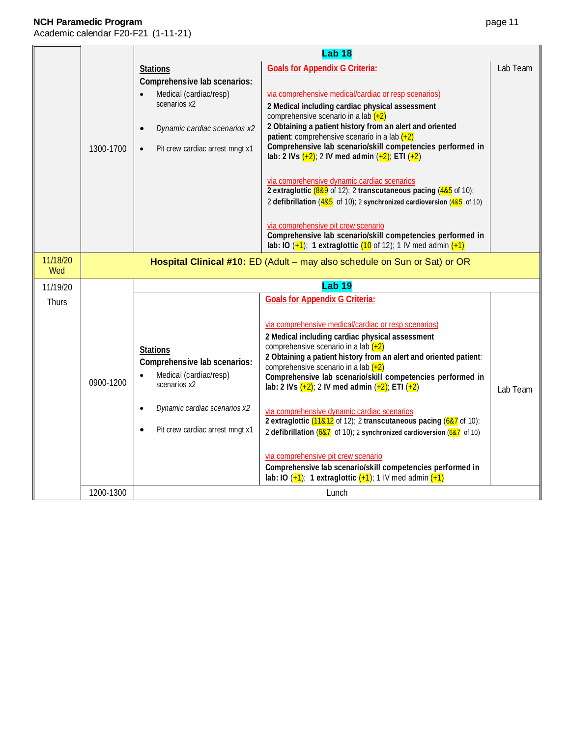| | | | | |
|---|---|---|---|---|
| | 1300-1700 | **Lab 18** | | |
| | | **Stations**<br>**Comprehensive lab scenarios:**<br>• Medical (cardiac/resp) scenarios x2<br>• *Dynamic cardiac scenarios x2*<br>• Pit crew cardiac arrest mngt x1 | **Goals for Appendix G Criteria:**<br><br>via comprehensive medical/cardiac or resp scenarios)<br>**2 Medical including cardiac physical assessment** comprehensive scenario in a lab (+2)<br>**2 Obtaining a patient history from an alert and oriented patient**: comprehensive scenario in a lab (+2)<br>**Comprehensive lab scenario/skill competencies performed in lab: 2 IVs** (+2); 2 **IV med admin** (+2); **ETI** (+2)<br><br>via comprehensive dynamic cardiac scenarios<br>**2 extraglottic** (8&9 of 12); 2 **transcutaneous pacing** (4&5 of 10); 2 **defibrillation** (4&5 of 10); 2 **synchronized cardioversion** (4&5 of 10)<br><br>via comprehensive pit crew scenario<br>**Comprehensive lab scenario/skill competencies performed in lab: IO** (+1); **1 extraglottic** (10 of 12); 1 IV med admin (+1) | Lab Team |
| 11/18/20 Wed | **Hospital Clinical #10:** ED (Adult – may also schedule on Sun or Sat) or OR | | | |
| 11/19/20 Thurs | 0900-1200 | **Lab 19** | | |
| | | **Stations**<br>**Comprehensive lab scenarios:**<br>• Medical (cardiac/resp) scenarios x2<br>• *Dynamic cardiac scenarios x2*<br>• Pit crew cardiac arrest mngt x1 | **Goals for Appendix G Criteria:**<br><br>via comprehensive medical/cardiac or resp scenarios)<br>**2 Medical including cardiac physical assessment** comprehensive scenario in a lab (+2)<br>**2 Obtaining a patient history from an alert and oriented patient**: comprehensive scenario in a lab (+2)<br>**Comprehensive lab scenario/skill competencies performed in lab: 2 IVs** (+2); 2 **IV med admin** (+2); **ETI** (+2)<br><br>via comprehensive dynamic cardiac scenarios<br>**2 extraglottic** (11&12 of 12); 2 **transcutaneous pacing** (6&7 of 10); 2 **defibrillation** (6&7 of 10); 2 **synchronized cardioversion** (6&7 of 10)<br><br>via comprehensive pit crew scenario<br>**Comprehensive lab scenario/skill competencies performed in lab: IO** (+1); **1 extraglottic** (+1); 1 IV med admin (+1) | Lab Team |
| | 1200-1300 | Lunch | | |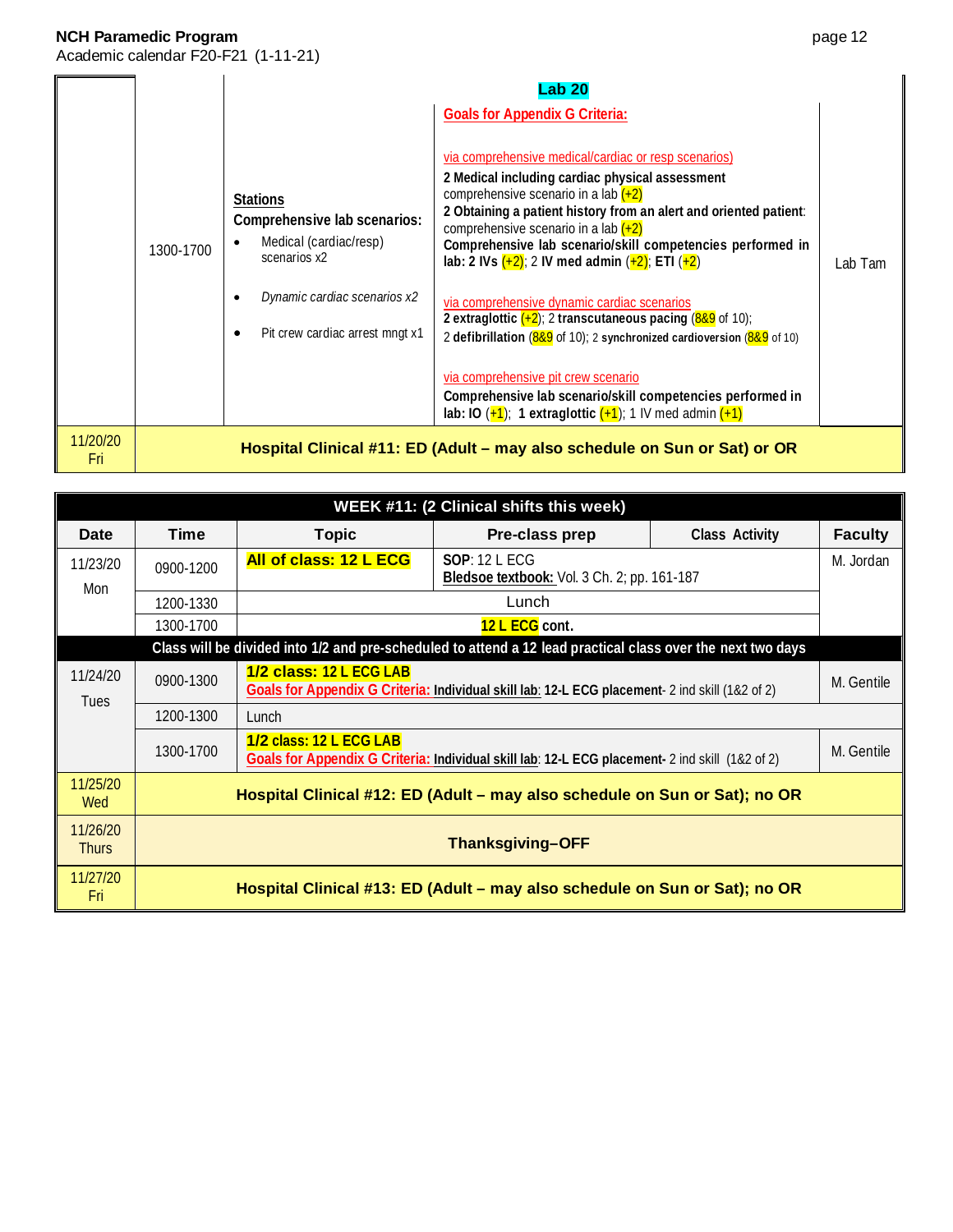| | | | | |
|---|---|---|---|---|
| | 1300-1700 | **Stations**<br>**Comprehensive lab scenarios:**<br>• Medical (cardiac/resp) scenarios x2<br>• *Dynamic cardiac scenarios x2*<br>• Pit crew cardiac arrest mngt x1 | **Lab 20**<br>**Goals for Appendix G Criteria:**<br>via comprehensive medical/cardiac or resp scenarios)<br>**2 Medical including cardiac physical assessment** comprehensive scenario in a lab (+2)<br>**2 Obtaining a patient history from an alert and oriented patient**: comprehensive scenario in a lab (+2)<br>**Comprehensive lab scenario/skill competencies performed in lab: 2 IVs** (+2); 2 **IV med admin** (+2); **ETI** (+2)<br>via comprehensive dynamic cardiac scenarios<br>**2 extraglottic** (+2); 2 **transcutaneous pacing** (8&9 of 10); 2 **defibrillation** (8&9 of 10); 2 **synchronized cardioversion** (8&9 of 10)<br>via comprehensive pit crew scenario<br>**Comprehensive lab scenario/skill competencies performed in lab: IO** (+1); **1 extraglottic** (+1); 1 IV med admin (+1) | Lab Tam |
| 11/20/20 Fri | **Hospital Clinical #11: ED (Adult – may also schedule on Sun or Sat) or OR** | | | |

| WEEK #11: (2 Clinical shifts this week) | | | | | |
|---|---|---|---|---|---|
| **Date** | **Time** | **Topic** | **Pre-class prep** | **Class Activity** | **Faculty** |
| 11/23/20 Mon | 0900-1200 | **All of class: 12 L ECG** | **SOP**: 12 L ECG<br>**Bledsoe textbook:** Vol. 3 Ch. 2; pp. 161-187 | | M. Jordan |
| | 1200-1330 | Lunch | | | |
| | 1300-1700 | **12 L ECG cont.** | | | |
| **Class will be divided into 1/2 and pre-scheduled to attend a 12 lead practical class over the next two days** | | | | | |
| 11/24/20 Tues | 0900-1300 | **1/2 class: 12 L ECG LAB**<br>**Goals for Appendix G Criteria:** **Individual skill lab**: **12-L ECG placement**- 2 ind skill (1&2 of 2) | | | M. Gentile |
| | 1200-1300 | Lunch | | | |
| | 1300-1700 | **1/2 class: 12 L ECG LAB**<br>**Goals for Appendix G Criteria:** **Individual skill lab**: **12-L ECG placement-** 2 ind skill (1&2 of 2) | | | M. Gentile |
| 11/25/20 Wed | **Hospital Clinical #12: ED (Adult – may also schedule on Sun or Sat); no OR** | | | | |
| 11/26/20 Thurs | **Thanksgiving–OFF** | | | | |
| 11/27/20 Fri | **Hospital Clinical #13: ED (Adult – may also schedule on Sun or Sat); no OR** | | | | |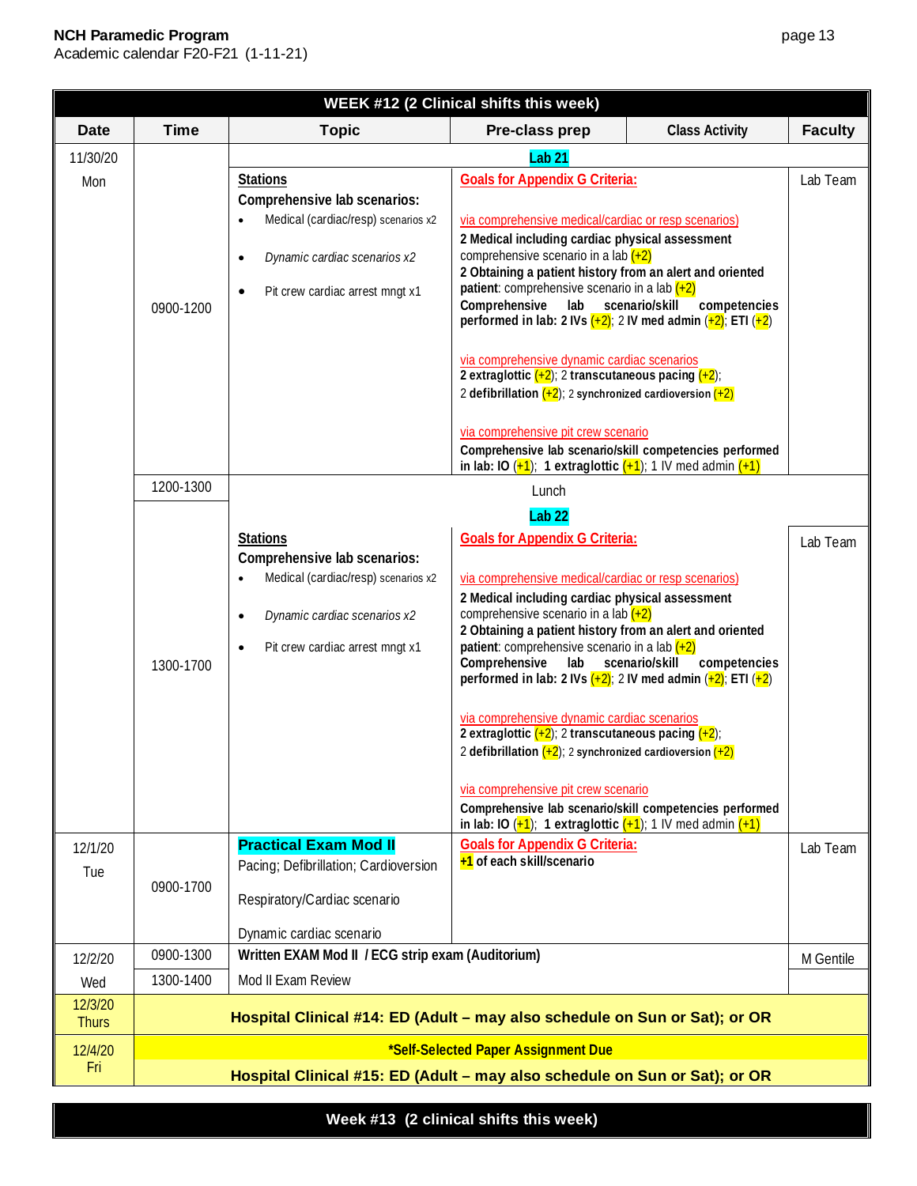**NCH Paramedic Program**
Academic calendar F20-F21 (1-11-21)

| Date | Time | Topic | Pre-class prep | Class Activity | Faculty |
|---|---|---|---|---|---|
| **WEEK #12 (2 Clinical shifts this week)** | | | | | |
| 11/30/20 Mon | | **Lab 21** | | | |
| | 0900-1200 | **Stations**<br>**Comprehensive lab scenarios:**<br>• Medical (cardiac/resp) scenarios x2<br>• *Dynamic cardiac scenarios x2*<br>• Pit crew cardiac arrest mngt x1 | **Goals for Appendix G Criteria:**<br><br>via comprehensive medical/cardiac or resp scenarios)<br>**2 Medical including cardiac physical assessment** comprehensive scenario in a lab (+2)<br>**2 Obtaining a patient history from an alert and oriented patient**: comprehensive scenario in a lab (+2)<br>**Comprehensive lab scenario/skill competencies performed in lab: 2 IVs** (+2); 2 **IV med admin** (+2); **ETI** (+2)<br><br>via comprehensive dynamic cardiac scenarios<br>**2 extraglottic** (+2); 2 **transcutaneous pacing** (+2);<br>2 **defibrillation** (+2); 2 **synchronized cardioversion** (+2)<br><br>via comprehensive pit crew scenario<br>**Comprehensive lab scenario/skill competencies performed in lab: IO** (+1); **1 extraglottic** (+1); 1 IV med admin (+1) | | Lab Team |
| | 1200-1300 | Lunch | | | |
| | | **Lab 22** | | | |
| | 1300-1700 | **Stations**<br>**Comprehensive lab scenarios:**<br>• Medical (cardiac/resp) scenarios x2<br>• *Dynamic cardiac scenarios x2*<br>• Pit crew cardiac arrest mngt x1 | **Goals for Appendix G Criteria:**<br><br>via comprehensive medical/cardiac or resp scenarios)<br>**2 Medical including cardiac physical assessment** comprehensive scenario in a lab (+2)<br>**2 Obtaining a patient history from an alert and oriented patient**: comprehensive scenario in a lab (+2)<br>**Comprehensive lab scenario/skill competencies performed in lab: 2 IVs** (+2); 2 **IV med admin** (+2); **ETI** (+2)<br><br>via comprehensive dynamic cardiac scenarios<br>**2 extraglottic** (+2); 2 **transcutaneous pacing** (+2);<br>2 **defibrillation** (+2); 2 **synchronized cardioversion** (+2)<br><br>via comprehensive pit crew scenario<br>**Comprehensive lab scenario/skill competencies performed in lab: IO** (+1); **1 extraglottic** (+1); 1 IV med admin (+1) | | Lab Team |
| 12/1/20 Tue | 0900-1700 | **Practical Exam Mod II**<br>Pacing; Defibrillation; Cardioversion<br><br>Respiratory/Cardiac scenario<br><br>Dynamic cardiac scenario | **Goals for Appendix G Criteria:**<br>**+1 of each skill/scenario** | | Lab Team |
| 12/2/20 Wed | 0900-1300 | **Written EXAM Mod II / ECG strip exam (Auditorium)** | | | M Gentile |
| | 1300-1400 | Mod II Exam Review | | | |
| 12/3/20 Thurs | | **Hospital Clinical #14: ED (Adult – may also schedule on Sun or Sat); or OR** | | | |
| 12/4/20 Fri | | **\*Self-Selected Paper Assignment Due**<br>**Hospital Clinical #15: ED (Adult – may also schedule on Sun or Sat); or OR** | | | |

**Week #13 (2 clinical shifts this week)**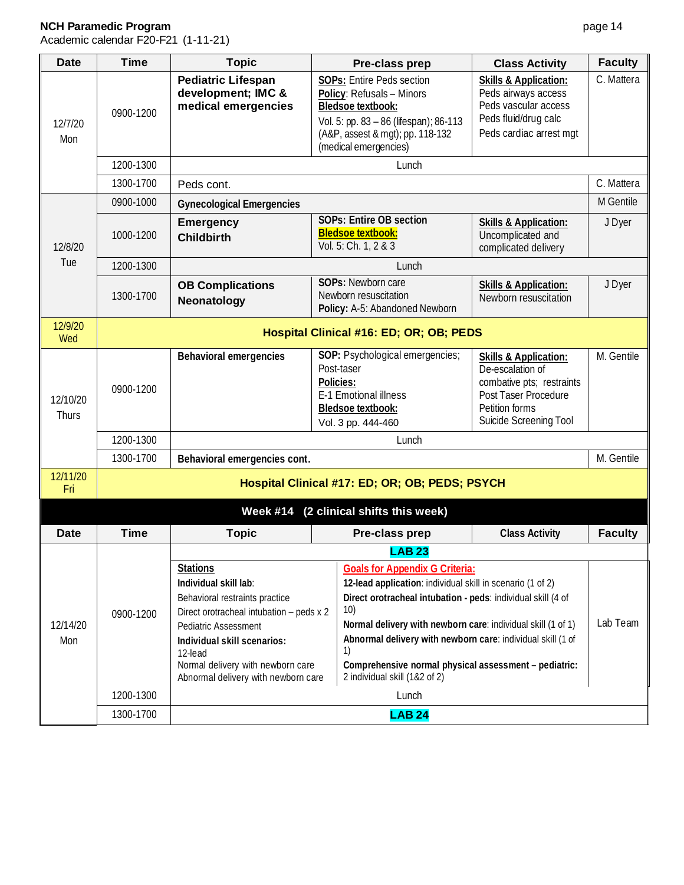**NCH Paramedic Program**
Academic calendar F20-F21 (1-11-21)

| Date | Time | Topic | Pre-class prep | Class Activity | Faculty |
|---|---|---|---|---|---|
| 12/7/20 Mon | 0900-1200 | **Pediatric Lifespan development; IMC & medical emergencies** | **SOPs:** Entire Peds section<br>**Policy**: Refusals – Minors<br>**Bledsoe textbook:**<br>Vol. 5: pp. 83 – 86 (lifespan); 86-113 (A&P, assest & mgt); pp. 118-132 (medical emergencies) | **Skills & Application:**<br>Peds airways access<br>Peds vascular access<br>Peds fluid/drug calc<br>Peds cardiac arrest mgt | C. Mattera |
| | 1200-1300 | Lunch | | | |
| | 1300-1700 | Peds cont. | | | C. Mattera |
| 12/8/20 Tue | 0900-1000 | **Gynecological Emergencies** | | | M Gentile |
| | 1000-1200 | **Emergency Childbirth** | **SOPs: Entire OB section**<br>**Bledsoe textbook:**<br>Vol. 5: Ch. 1, 2 & 3 | **Skills & Application:**<br>Uncomplicated and complicated delivery | J Dyer |
| | 1200-1300 | Lunch | | | |
| | 1300-1700 | **OB Complications Neonatology** | **SOPs:** Newborn care<br>Newborn resuscitation<br>**Policy:** A-5: Abandoned Newborn | **Skills & Application:**<br>Newborn resuscitation | J Dyer |
| 12/9/20 Wed | **Hospital Clinical #16: ED; OR; OB; PEDS** | | | | |
| 12/10/20 Thurs | 0900-1200 | **Behavioral emergencies** | **SOP:** Psychological emergencies; Post-taser<br>**Policies:**<br>E-1 Emotional illness<br>**Bledsoe textbook:**<br>Vol. 3 pp. 444-460 | **Skills & Application:**<br>De-escalation of combative pts; restraints<br>Post Taser Procedure<br>Petition forms<br>Suicide Screening Tool | M. Gentile |
| | 1200-1300 | Lunch | | | |
| | 1300-1700 | **Behavioral emergencies cont.** | | | M. Gentile |
| 12/11/20 Fri | **Hospital Clinical #17: ED; OR; OB; PEDS; PSYCH** | | | | |

**Week #14 (2 clinical shifts this week)**

| Date | Time | Topic | Pre-class prep | Class Activity | Faculty |
|---|---|---|---|---|---|
| 12/14/20 Mon | 0900-1200 | **LAB 23**<br>**Stations**<br>**Individual skill lab**:<br>Behavioral restraints practice<br>Direct orotracheal intubation – peds x 2<br>Pediatric Assessment<br>**Individual skill scenarios:**<br>12-lead<br>Normal delivery with newborn care<br>Abnormal delivery with newborn care | **Goals for Appendix G Criteria:**<br>**12-lead application**: individual skill in scenario (1 of 2)<br>**Direct orotracheal intubation - peds**: individual skill (4 of 10)<br>**Normal delivery with newborn care**: individual skill (1 of 1)<br>**Abnormal delivery with newborn care**: individual skill (1 of 1)<br>**Comprehensive normal physical assessment – pediatric:** 2 individual skill (1&2 of 2) | | Lab Team |
| | 1200-1300 | Lunch | | | |
| | 1300-1700 | **LAB 24** | | | |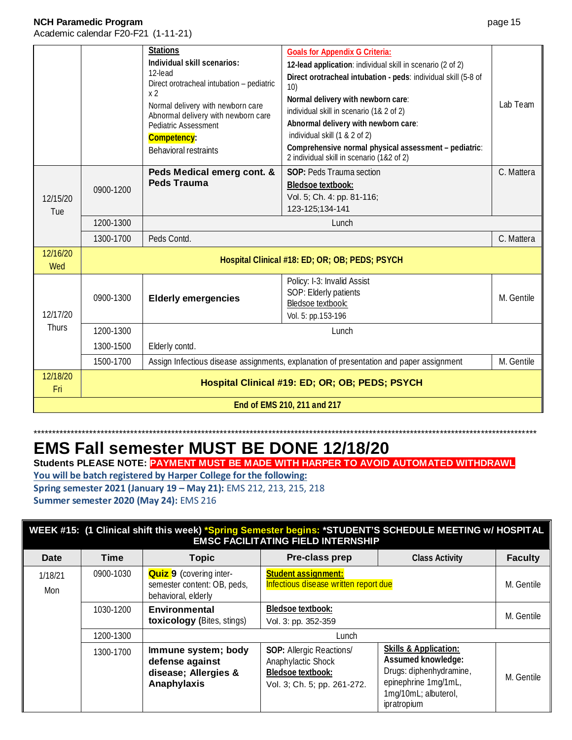| | | | | |
|---|---|---|---|---|
| | | **Stations**<br>**Individual skill scenarios:**<br>12-lead<br>Direct orotracheal intubation – pediatric x 2<br>Normal delivery with newborn care<br>Abnormal delivery with newborn care<br>Pediatric Assessment<br>**Competency:**<br>Behavioral restraints | **Goals for Appendix G Criteria:**<br>**12-lead application**: individual skill in scenario (2 of 2)<br>**Direct orotracheal intubation - peds**: individual skill (5-8 of 10)<br>**Normal delivery with newborn care**:<br>individual skill in scenario (1& 2 of 2)<br>**Abnormal delivery with newborn care**:<br>individual skill (1 & 2 of 2)<br>**Comprehensive normal physical assessment – pediatric**: 2 individual skill in scenario (1&2 of 2) | Lab Team |
| 12/15/20 Tue | 0900-1200 | **Peds Medical emerg cont. & Peds Trauma** | **SOP:** Peds Trauma section<br>**Bledsoe textbook:**<br>Vol. 5; Ch. 4: pp. 81-116; 123-125;134-141 | C. Mattera |
| | 1200-1300 | Lunch | | |
| | 1300-1700 | Peds Contd. | | C. Mattera |
| 12/16/20 Wed | **Hospital Clinical #18: ED; OR; OB; PEDS; PSYCH** | | | |
| 12/17/20 Thurs | 0900-1300 | **Elderly emergencies** | Policy: I-3: Invalid Assist<br>SOP: Elderly patients<br>Bledsoe textbook:<br>Vol. 5: pp.153-196 | M. Gentile |
| | 1200-1300 | Lunch | | |
| | 1300-1500 | Elderly contd. | | |
| | 1500-1700 | Assign Infectious disease assignments, explanation of presentation and paper assignment | | M. Gentile |
| 12/18/20 Fri | **Hospital Clinical #19: ED; OR; OB; PEDS; PSYCH** | | | |
| **End of EMS 210, 211 and 217** | | | | |

************************************************************************************************************************************

# EMS Fall semester MUST BE DONE 12/18/20

**Students PLEASE NOTE: PAYMENT MUST BE MADE WITH HARPER TO AVOID AUTOMATED WITHDRAWL**

**You will be batch registered by Harper College for the following:**

**Spring semester 2021 (January 19 – May 21):** EMS 212, 213, 215, 218

**Summer semester 2020 (May 24):** EMS 216

| **WEEK #15: (1 Clinical shift this week) *Spring Semester begins: *STUDENT'S SCHEDULE MEETING w/ HOSPITAL EMSC FACILITATING FIELD INTERNSHIP** | | | | | |
|---|---|---|---|---|---|
| **Date** | **Time** | **Topic** | **Pre-class prep** | **Class Activity** | **Faculty** |
| 1/18/21 Mon | 0900-1030 | **Quiz 9** (covering inter-semester content: OB, peds, behavioral, elderly | **Student assignment:**<br>Infectious disease written report due | | M. Gentile |
| | 1030-1200 | **Environmental toxicology** (Bites, stings) | **Bledsoe textbook:**<br>Vol. 3: pp. 352-359 | | M. Gentile |
| | 1200-1300 | Lunch | | | |
| | 1300-1700 | **Immune system; body defense against disease; Allergies & Anaphylaxis** | **SOP:** Allergic Reactions/ Anaphylactic Shock<br>**Bledsoe textbook:**<br>Vol. 3; Ch. 5; pp. 261-272. | **Skills & Application:**<br>**Assumed knowledge:**<br>Drugs: diphenhydramine, epinephrine 1mg/1mL, 1mg/10mL; albuterol, ipratropium | M. Gentile |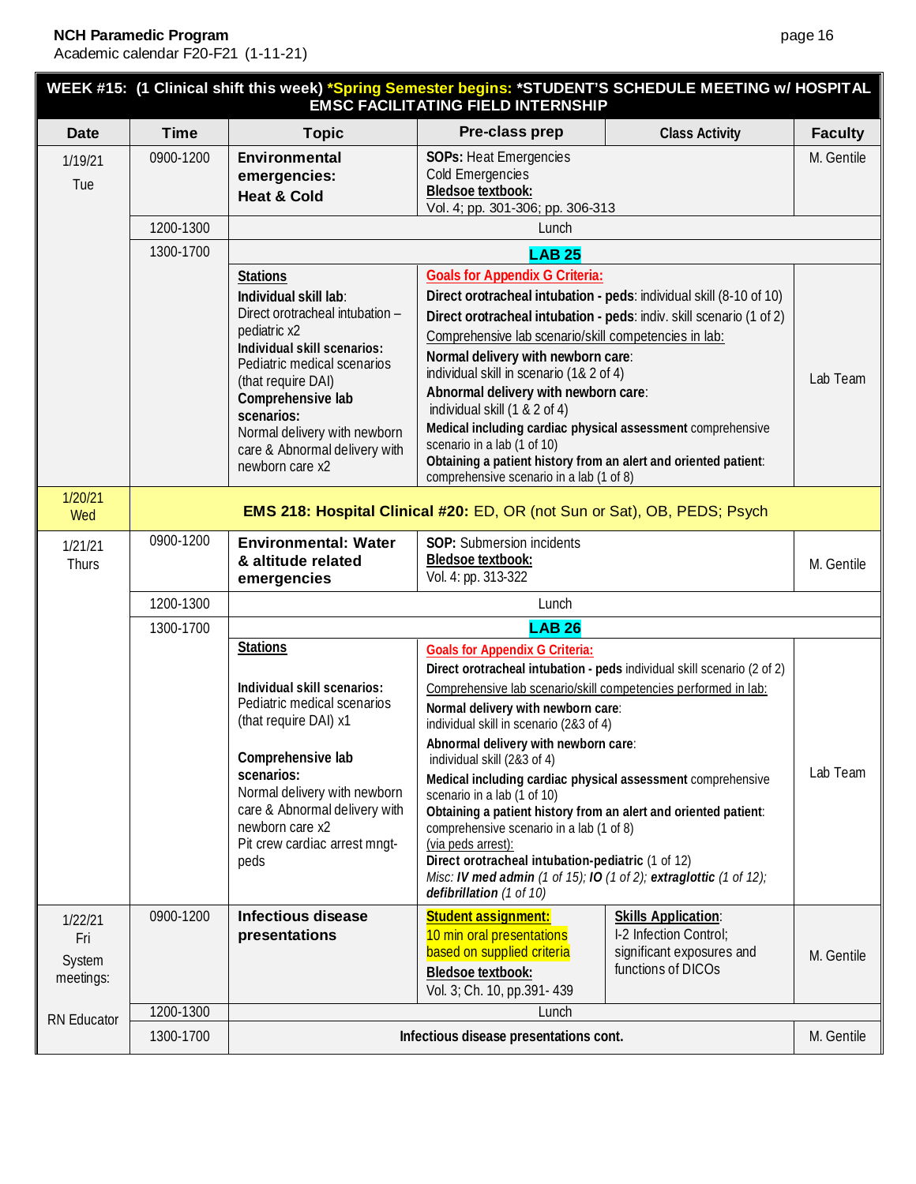**NCH Paramedic Program**
Academic calendar F20-F21 (1-11-21)

| WEEK #15: (1 Clinical shift this week) *Spring Semester begins: *STUDENT'S SCHEDULE MEETING w/ HOSPITAL EMSC FACILITATING FIELD INTERNSHIP | | | | | |
|---|---|---|---|---|---|
| **Date** | **Time** | **Topic** | **Pre-class prep** | **Class Activity** | **Faculty** |
| 1/19/21 Tue | 0900-1200 | **Environmental emergencies: Heat & Cold** | **SOPs:** Heat Emergencies<br>Cold Emergencies<br>**Bledsoe textbook:**<br>Vol. 4; pp. 301-306; pp. 306-313 | | M. Gentile |
| | 1200-1300 | Lunch | | | |
| | 1300-1700 | **LAB 25** | | | |
| | | **Stations**<br>**Individual skill lab**:<br>Direct orotracheal intubation – pediatric x2<br>**Individual skill scenarios:**<br>Pediatric medical scenarios (that require DAI)<br>**Comprehensive lab scenarios:**<br>Normal delivery with newborn care & Abnormal delivery with newborn care x2 | **Goals for Appendix G Criteria:**<br>**Direct orotracheal intubation - peds**: individual skill (8-10 of 10)<br>**Direct orotracheal intubation - peds**: indiv. skill scenario (1 of 2)<br>Comprehensive lab scenario/skill competencies in lab:<br>**Normal delivery with newborn care**: individual skill in scenario (1& 2 of 4)<br>**Abnormal delivery with newborn care**: individual skill (1 & 2 of 4)<br>**Medical including cardiac physical assessment** comprehensive scenario in a lab (1 of 10)<br>**Obtaining a patient history from an alert and oriented patient**: comprehensive scenario in a lab (1 of 8) | | Lab Team |
| 1/20/21 Wed | **EMS 218: Hospital Clinical #20:** ED, OR (not Sun or Sat), OB, PEDS; Psych | | | | |
| 1/21/21 Thurs | 0900-1200 | **Environmental: Water & altitude related emergencies** | **SOP:** Submersion incidents<br>**Bledsoe textbook:**<br>Vol. 4: pp. 313-322 | | M. Gentile |
| | 1200-1300 | Lunch | | | |
| | 1300-1700 | **LAB 26** | | | |
| | | **Stations**<br>**Individual skill scenarios:**<br>Pediatric medical scenarios (that require DAI) x1<br>**Comprehensive lab scenarios:**<br>Normal delivery with newborn care & Abnormal delivery with newborn care x2<br>Pit crew cardiac arrest mngt-peds | **Goals for Appendix G Criteria:**<br>**Direct orotracheal intubation - peds** individual skill scenario (2 of 2)<br>Comprehensive lab scenario/skill competencies performed in lab:<br>**Normal delivery with newborn care**: individual skill in scenario (2&3 of 4)<br>**Abnormal delivery with newborn care**: individual skill (2&3 of 4)<br>**Medical including cardiac physical assessment** comprehensive scenario in a lab (1 of 10)<br>**Obtaining a patient history from an alert and oriented patient**: comprehensive scenario in a lab (1 of 8)<br>(via peds arrest):<br>**Direct orotracheal intubation-pediatric** (1 of 12)<br>*Misc:* ***IV med admin*** *(1 of 15);* ***IO*** *(1 of 2);* ***extraglottic*** *(1 of 12);* ***defibrillation*** *(1 of 10)* | | Lab Team |
| 1/22/21 Fri<br>System meetings:<br>RN Educator | 0900-1200 | **Infectious disease presentations** | **Student assignment:**<br>10 min oral presentations based on supplied criteria<br>**Bledsoe textbook:**<br>Vol. 3; Ch. 10, pp.391- 439 | **Skills Application**:<br>I-2 Infection Control; significant exposures and functions of DICOs | M. Gentile |
| | 1200-1300 | Lunch | | | |
| | 1300-1700 | **Infectious disease presentations cont.** | | | M. Gentile |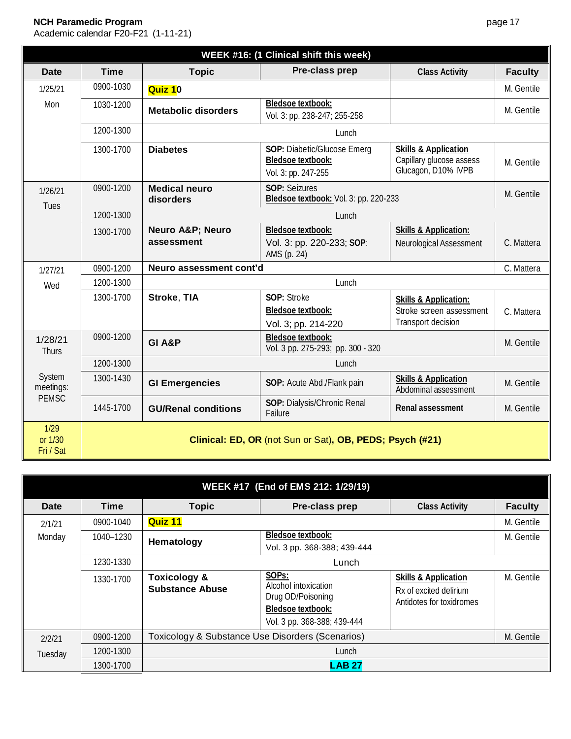**NCH Paramedic Program**
Academic calendar F20-F21 (1-11-21)

| WEEK #16: (1 Clinical shift this week) | | | | | |
|---|---|---|---|---|---|
| **Date** | **Time** | **Topic** | **Pre-class prep** | **Class Activity** | **Faculty** |
| 1/25/21 Mon | 0900-1030 | **Quiz 10** | | | M. Gentile |
| | 1030-1200 | **Metabolic disorders** | **Bledsoe textbook:** Vol. 3: pp. 238-247; 255-258 | | M. Gentile |
| | 1200-1300 | Lunch | | | |
| | 1300-1700 | **Diabetes** | **SOP:** Diabetic/Glucose Emerg **Bledsoe textbook:** Vol. 3: pp. 247-255 | **Skills & Application** Capillary glucose assess Glucagon, D10% IVPB | M. Gentile |
| 1/26/21 Tues | 0900-1200 | **Medical neuro disorders** | **SOP:** Seizures **Bledsoe textbook:** Vol. 3: pp. 220-233 | | M. Gentile |
| | 1200-1300 | Lunch | | | |
| | 1300-1700 | **Neuro A&P; Neuro assessment** | **Bledsoe textbook:** Vol. 3: pp. 220-233; **SOP**: AMS (p. 24) | **Skills & Application:** Neurological Assessment | C. Mattera |
| 1/27/21 Wed | 0900-1200 | **Neuro assessment cont'd** | | | C. Mattera |
| | 1200-1300 | Lunch | | | |
| | 1300-1700 | **Stroke**, **TIA** | **SOP:** Stroke **Bledsoe textbook:** Vol. 3; pp. 214-220 | **Skills & Application:** Stroke screen assessment Transport decision | C. Mattera |
| 1/28/21 Thurs System meetings: PEMSC | 0900-1200 | **GI A&P** | **Bledsoe textbook:** Vol. 3 pp. 275-293; pp. 300 - 320 | | M. Gentile |
| | 1200-1300 | Lunch | | | |
| | 1300-1430 | **GI Emergencies** | **SOP:** Acute Abd./Flank pain | **Skills & Application** Abdominal assessment | M. Gentile |
| | 1445-1700 | **GU/Renal conditions** | **SOP:** Dialysis/Chronic Renal Failure | **Renal assessment** | M. Gentile |
| 1/29 or 1/30 Fri / Sat | **Clinical: ED, OR** (not Sun or Sat)**, OB, PEDS; Psych (#21)** | | | | |

| WEEK #17 (End of EMS 212: 1/29/19) | | | | | |
|---|---|---|---|---|---|
| **Date** | **Time** | **Topic** | **Pre-class prep** | **Class Activity** | **Faculty** |
| 2/1/21 Monday | 0900-1040 | **Quiz 11** | | | M. Gentile |
| | 1040–1230 | **Hematology** | **Bledsoe textbook:** Vol. 3 pp. 368-388; 439-444 | | M. Gentile |
| | 1230-1330 | Lunch | | | |
| | 1330-1700 | **Toxicology & Substance Abuse** | **SOPs:** Alcohol intoxication Drug OD/Poisoning **Bledsoe textbook:** Vol. 3 pp. 368-388; 439-444 | **Skills & Application** Rx of excited delirium Antidotes for toxidromes | M. Gentile |
| 2/2/21 Tuesday | 0900-1200 | Toxicology & Substance Use Disorders (Scenarios) | | | M. Gentile |
| | 1200-1300 | Lunch | | | |
| | 1300-1700 | **LAB 27** | | | |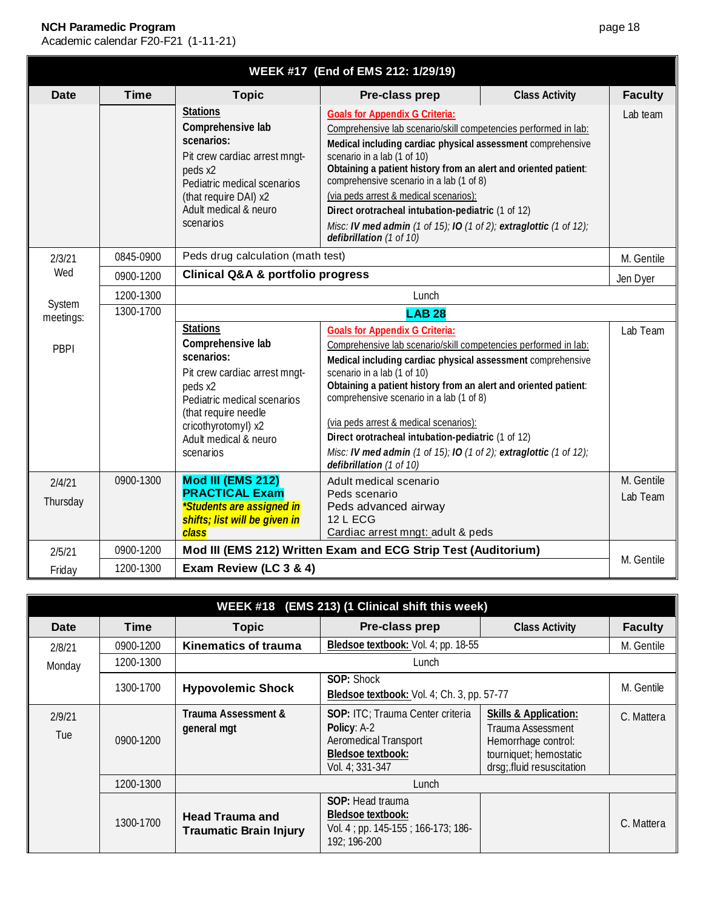**NCH Paramedic Program**
Academic calendar F20-F21 (1-11-21)

| WEEK #17 (End of EMS 212: 1/29/19) | | | | | |
|---|---|---|---|---|---|
| **Date** | **Time** | **Topic** | **Pre-class prep** | **Class Activity** | **Faculty** |
| | | **Stations** **Comprehensive lab scenarios:** Pit crew cardiac arrest mngt-peds x2; Pediatric medical scenarios (that require DAI) x2; Adult medical & neuro scenarios | **Goals for Appendix G Criteria:** Comprehensive lab scenario/skill competencies performed in lab: **Medical including cardiac physical assessment** comprehensive scenario in a lab (1 of 10); **Obtaining a patient history from an alert and oriented patient**: comprehensive scenario in a lab (1 of 8); (via peds arrest & medical scenarios): **Direct orotracheal intubation-pediatric** (1 of 12); *Misc: **IV med admin** (1 of 15); **IO** (1 of 2); **extraglottic** (1 of 12); **defibrillation** (1 of 10)* | | Lab team |
| 2/3/21 Wed | 0845-0900 | Peds drug calculation (math test) | | | M. Gentile |
| | 0900-1200 | **Clinical Q&A & portfolio progress** | | | Jen Dyer |
| System meetings: PBPI | 1200-1300 | Lunch | | | |
| | 1300-1700 | **LAB 28** | | | |
| | | **Stations** **Comprehensive lab scenarios:** Pit crew cardiac arrest mngt-peds x2; Pediatric medical scenarios (that require needle cricothyrotomyl) x2; Adult medical & neuro scenarios | **Goals for Appendix G Criteria:** Comprehensive lab scenario/skill competencies performed in lab: **Medical including cardiac physical assessment** comprehensive scenario in a lab (1 of 10); **Obtaining a patient history from an alert and oriented patient**: comprehensive scenario in a lab (1 of 8); (via peds arrest & medical scenarios): **Direct orotracheal intubation-pediatric** (1 of 12); *Misc: **IV med admin** (1 of 15); **IO** (1 of 2); **extraglottic** (1 of 12); **defibrillation** (1 of 10)* | | Lab Team |
| 2/4/21 Thursday | 0900-1300 | **Mod III (EMS 212) PRACTICAL Exam** ***Students are assigned in shifts; list will be given in class*** | Adult medical scenario; Peds scenario; Peds advanced airway; 12 L ECG; Cardiac arrest mngt: adult & peds | | M. Gentile, Lab Team |
| 2/5/21 Friday | 0900-1200 | **Mod III (EMS 212) Written Exam and ECG Strip Test (Auditorium)** | | | M. Gentile |
| | 1200-1300 | **Exam Review (LC 3 & 4)** | | | |

| WEEK #18 (EMS 213) (1 Clinical shift this week) | | | | | |
|---|---|---|---|---|---|
| **Date** | **Time** | **Topic** | **Pre-class prep** | **Class Activity** | **Faculty** |
| 2/8/21 Monday | 0900-1200 | **Kinematics of trauma** | **Bledsoe textbook:** Vol. 4; pp. 18-55 | | M. Gentile |
| | 1200-1300 | Lunch | | | |
| | 1300-1700 | **Hypovolemic Shock** | **SOP:** Shock; **Bledsoe textbook:** Vol. 4; Ch. 3, pp. 57-77 | | M. Gentile |
| 2/9/21 Tue | 0900-1200 | **Trauma Assessment & general mgt** | **SOP:** ITC; Trauma Center criteria; **Policy**: A-2; Aeromedical Transport; **Bledsoe textbook:** Vol. 4; 331-347 | **Skills & Application:** Trauma Assessment; Hemorrhage control: tourniquet; hemostatic drsg;.fluid resuscitation | C. Mattera |
| | 1200-1300 | Lunch | | | |
| | 1300-1700 | **Head Trauma and Traumatic Brain Injury** | **SOP:** Head trauma; **Bledsoe textbook:** Vol. 4 ; pp. 145-155 ; 166-173; 186-192; 196-200 | | C. Mattera |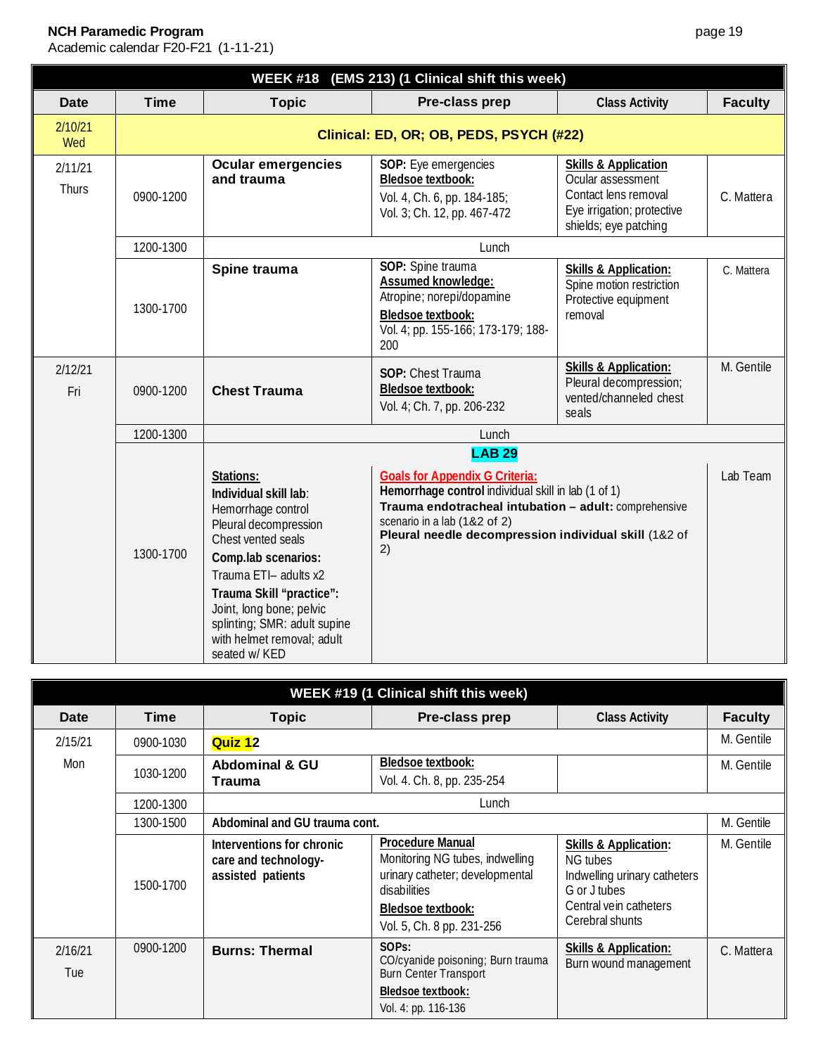**NCH Paramedic Program**
Academic calendar F20-F21 (1-11-21)

| WEEK #18 (EMS 213) (1 Clinical shift this week) | | | | | |
|---|---|---|---|---|---|
| **Date** | **Time** | **Topic** | **Pre-class prep** | **Class Activity** | **Faculty** |
| 2/10/21 Wed | **Clinical: ED, OR; OB, PEDS, PSYCH (#22)** | | | | |
| 2/11/21 Thurs | 0900-1200 | **Ocular emergencies and trauma** | **SOP:** Eye emergencies<br>**Bledsoe textbook:**<br>Vol. 4, Ch. 6, pp. 184-185;<br>Vol. 3; Ch. 12, pp. 467-472 | **Skills & Application**<br>Ocular assessment<br>Contact lens removal<br>Eye irrigation; protective shields; eye patching | C. Mattera |
| | 1200-1300 | Lunch | | | |
| | 1300-1700 | **Spine trauma** | **SOP:** Spine trauma<br>**Assumed knowledge:**<br>Atropine; norepi/dopamine<br>**Bledsoe textbook:**<br>Vol. 4; pp. 155-166; 173-179; 188-200 | **Skills & Application:**<br>Spine motion restriction<br>Protective equipment removal | C. Mattera |
| 2/12/21 Fri | 0900-1200 | **Chest Trauma** | **SOP:** Chest Trauma<br>**Bledsoe textbook:**<br>Vol. 4; Ch. 7, pp. 206-232 | **Skills & Application:**<br>Pleural decompression; vented/channeled chest seals | M. Gentile |
| | 1200-1300 | Lunch | | | |
| | 1300-1700 | **LAB 29**<br>**Stations:**<br>**Individual skill lab**:<br>Hemorrhage control<br>Pleural decompression<br>Chest vented seals<br>**Comp.lab scenarios:**<br>Trauma ETI– adults x2<br>**Trauma Skill "practice":**<br>Joint, long bone; pelvic splinting; SMR: adult supine with helmet removal; adult seated w/ KED | **Goals for Appendix G Criteria:**<br>**Hemorrhage control** individual skill in lab (1 of 1)<br>**Trauma endotracheal intubation – adult:** comprehensive scenario in a lab (1&2 of 2)<br>**Pleural needle decompression individual skill** (1&2 of 2) | | Lab Team |

| WEEK #19 (1 Clinical shift this week) | | | | | |
|---|---|---|---|---|---|
| **Date** | **Time** | **Topic** | **Pre-class prep** | **Class Activity** | **Faculty** |
| 2/15/21 Mon | 0900-1030 | **Quiz 12** | | | M. Gentile |
| | 1030-1200 | **Abdominal & GU Trauma** | **Bledsoe textbook:**<br>Vol. 4. Ch. 8, pp. 235-254 | | M. Gentile |
| | 1200-1300 | Lunch | | | |
| | 1300-1500 | **Abdominal and GU trauma cont.** | | | M. Gentile |
| | 1500-1700 | **Interventions for chronic care and technology-assisted patients** | **Procedure Manual**<br>Monitoring NG tubes, indwelling urinary catheter; developmental disabilities<br>**Bledsoe textbook:**<br>Vol. 5, Ch. 8 pp. 231-256 | **Skills & Application:**<br>NG tubes<br>Indwelling urinary catheters<br>G or J tubes<br>Central vein catheters<br>Cerebral shunts | M. Gentile |
| 2/16/21 Tue | 0900-1200 | **Burns: Thermal** | **SOPs:**<br>CO/cyanide poisoning; Burn trauma<br>Burn Center Transport<br>**Bledsoe textbook:**<br>Vol. 4: pp. 116-136 | **Skills & Application:**<br>Burn wound management | C. Mattera |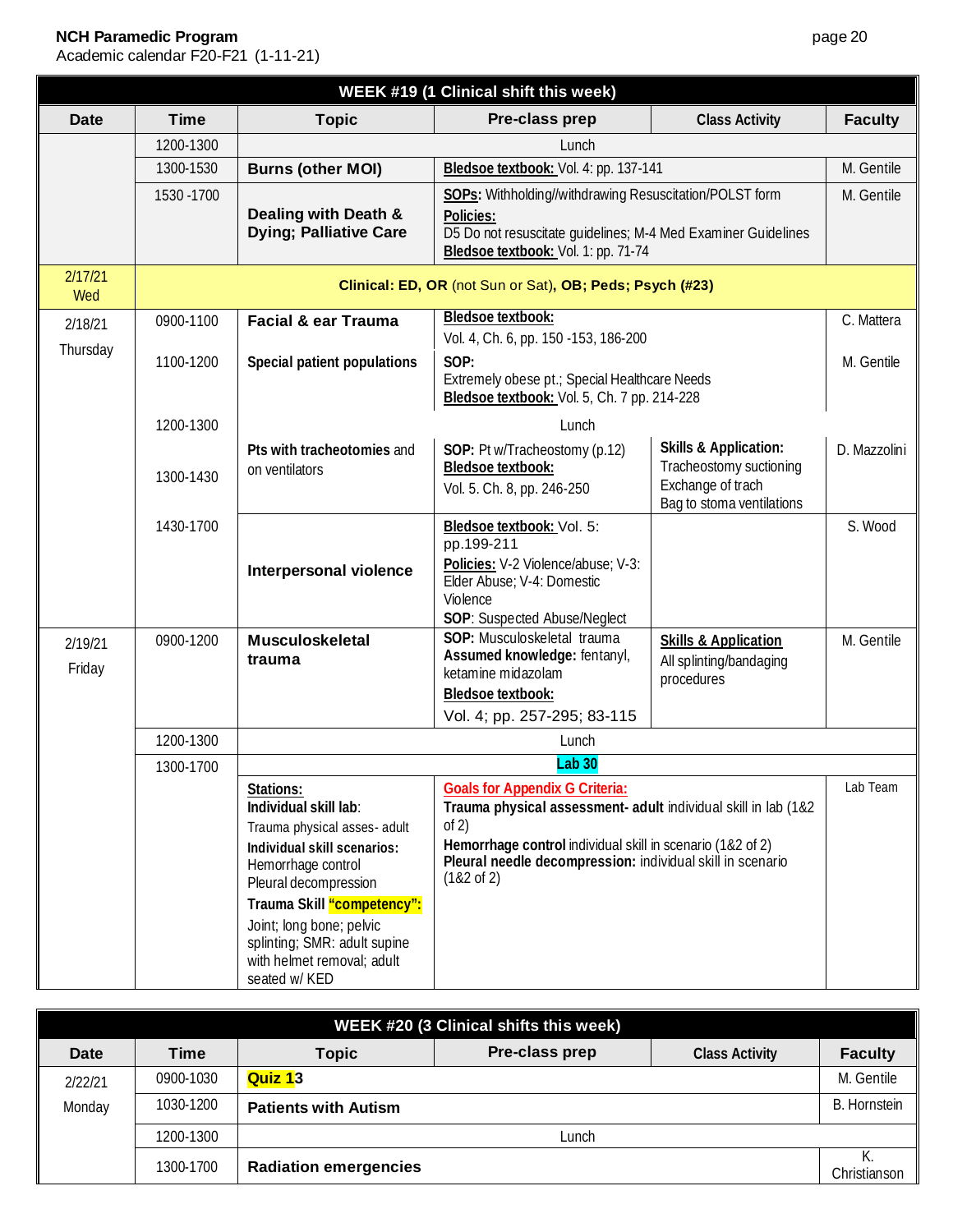**NCH Paramedic Program**
Academic calendar F20-F21 (1-11-21)

| WEEK #19 (1 Clinical shift this week) | | | | | |
|---|---|---|---|---|---|
| **Date** | **Time** | **Topic** | **Pre-class prep** | **Class Activity** | **Faculty** |
| | 1200-1300 | Lunch | | | |
| | 1300-1530 | **Burns (other MOI)** | **Bledsoe textbook:** Vol. 4: pp. 137-141 | | M. Gentile |
| | 1530 -1700 | **Dealing with Death & Dying; Palliative Care** | **SOPs:** Withholding//withdrawing Resuscitation/POLST form<br>**Policies:**<br>D5 Do not resuscitate guidelines; M-4 Med Examiner Guidelines<br>**Bledsoe textbook:** Vol. 1: pp. 71-74 | | M. Gentile |
| 2/17/21 Wed | **Clinical: ED, OR** (not Sun or Sat)**, OB; Peds; Psych (#23)** | | | | |
| 2/18/21 Thursday | 0900-1100 | **Facial & ear Trauma** | **Bledsoe textbook:**<br>Vol. 4, Ch. 6, pp. 150 -153, 186-200 | | C. Mattera |
| | 1100-1200 | **Special patient populations** | **SOP:**<br>Extremely obese pt.; Special Healthcare Needs<br>**Bledsoe textbook:** Vol. 5, Ch. 7 pp. 214-228 | | M. Gentile |
| | 1200-1300 | Lunch | | | |
| | 1300-1430 | **Pts with tracheotomies** and on ventilators | **SOP:** Pt w/Tracheostomy (p.12)<br>**Bledsoe textbook:**<br>Vol. 5. Ch. 8, pp. 246-250 | **Skills & Application:**<br>Tracheostomy suctioning<br>Exchange of trach<br>Bag to stoma ventilations | D. Mazzolini |
| | 1430-1700 | **Interpersonal violence** | **Bledsoe textbook:** Vol. 5: pp.199-211<br>**Policies:** V-2 Violence/abuse; V-3: Elder Abuse; V-4: Domestic Violence<br>**SOP**: Suspected Abuse/Neglect | | S. Wood |
| 2/19/21 Friday | 0900-1200 | **Musculoskeletal trauma** | **SOP:** Musculoskeletal trauma<br>**Assumed knowledge:** fentanyl, ketamine midazolam<br>**Bledsoe textbook:**<br>Vol. 4; pp. 257-295; 83-115 | **Skills & Application**<br>All splinting/bandaging procedures | M. Gentile |
| | 1200-1300 | Lunch | | | |
| | 1300-1700 | **Lab 30** | | | |
| | | **Stations:**<br>**Individual skill lab**:<br>Trauma physical asses- adult<br>**Individual skill scenarios:**<br>Hemorrhage control<br>Pleural decompression<br>**Trauma Skill "competency":**<br>Joint; long bone; pelvic splinting; SMR: adult supine with helmet removal; adult seated w/ KED | **Goals for Appendix G Criteria:**<br>**Trauma physical assessment- adult** individual skill in lab (1&2 of 2)<br>**Hemorrhage control** individual skill in scenario (1&2 of 2)<br>**Pleural needle decompression:** individual skill in scenario (1&2 of 2) | | Lab Team |

| WEEK #20 (3 Clinical shifts this week) | | | | | |
|---|---|---|---|---|---|
| **Date** | **Time** | **Topic** | **Pre-class prep** | **Class Activity** | **Faculty** |
| 2/22/21 Monday | 0900-1030 | **Quiz 13** | | | M. Gentile |
| | 1030-1200 | **Patients with Autism** | | | B. Hornstein |
| | 1200-1300 | Lunch | | | |
| | 1300-1700 | **Radiation emergencies** | | | K. Christianson |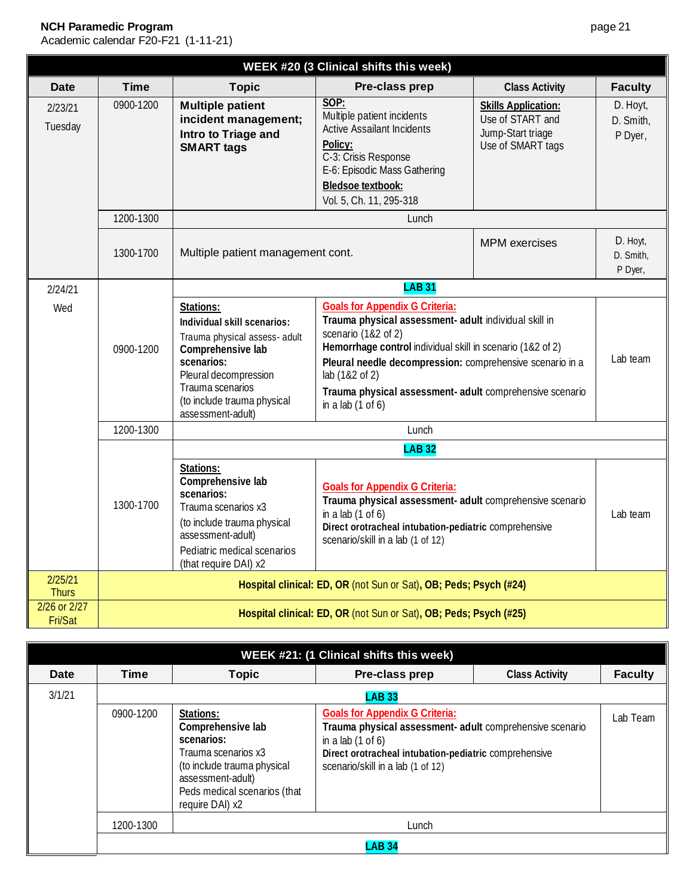**NCH Paramedic Program**
Academic calendar F20-F21 (1-11-21)

| WEEK #20 (3 Clinical shifts this week) | | | | | |
|---|---|---|---|---|---|
| **Date** | **Time** | **Topic** | **Pre-class prep** | **Class Activity** | **Faculty** |
| 2/23/21 Tuesday | 0900-1200 | **Multiple patient incident management; Intro to Triage and SMART tags** | **SOP:** Multiple patient incidents, Active Assailant Incidents; **Policy:** C-3: Crisis Response, E-6: Episodic Mass Gathering; **Bledsoe textbook:** Vol. 5, Ch. 11, 295-318 | **Skills Application:** Use of START and Jump-Start triage, Use of SMART tags | D. Hoyt, D. Smith, P Dyer, |
| | 1200-1300 | Lunch | | | |
| | 1300-1700 | Multiple patient management cont. | | MPM exercises | D. Hoyt, D. Smith, P Dyer, |
| 2/24/21 Wed | | **LAB 31** | | | |
| | 0900-1200 | **Stations:** **Individual skill scenarios:** Trauma physical assess- adult; **Comprehensive lab scenarios:** Pleural decompression, Trauma scenarios (to include trauma physical assessment-adult) | **Goals for Appendix G Criteria:** **Trauma physical assessment- adult** individual skill in scenario (1&2 of 2); **Hemorrhage control** individual skill in scenario (1&2 of 2); **Pleural needle decompression:** comprehensive scenario in a lab (1&2 of 2); **Trauma physical assessment- adult** comprehensive scenario in a lab (1 of 6) | | Lab team |
| | 1200-1300 | Lunch | | | |
| | | **LAB 32** | | | |
| | 1300-1700 | **Stations:** **Comprehensive lab scenarios:** Trauma scenarios x3 (to include trauma physical assessment-adult), Pediatric medical scenarios (that require DAI) x2 | **Goals for Appendix G Criteria:** **Trauma physical assessment- adult** comprehensive scenario in a lab (1 of 6); **Direct orotracheal intubation-pediatric** comprehensive scenario/skill in a lab (1 of 12) | | Lab team |
| 2/25/21 Thurs | **Hospital clinical: ED, OR** (not Sun or Sat)**, OB; Peds; Psych (#24)** | | | | |
| 2/26 or 2/27 Fri/Sat | **Hospital clinical: ED, OR** (not Sun or Sat)**, OB; Peds; Psych (#25)** | | | | |

| WEEK #21: (1 Clinical shifts this week) | | | | | |
|---|---|---|---|---|---|
| **Date** | **Time** | **Topic** | **Pre-class prep** | **Class Activity** | **Faculty** |
| 3/1/21 | | **LAB 33** | | | |
| | 0900-1200 | **Stations:** **Comprehensive lab scenarios:** Trauma scenarios x3 (to include trauma physical assessment-adult), Peds medical scenarios (that require DAI) x2 | **Goals for Appendix G Criteria:** **Trauma physical assessment- adult** comprehensive scenario in a lab (1 of 6); **Direct orotracheal intubation-pediatric** comprehensive scenario/skill in a lab (1 of 12) | | Lab Team |
| | 1200-1300 | Lunch | | | |
| | | **LAB 34** | | | |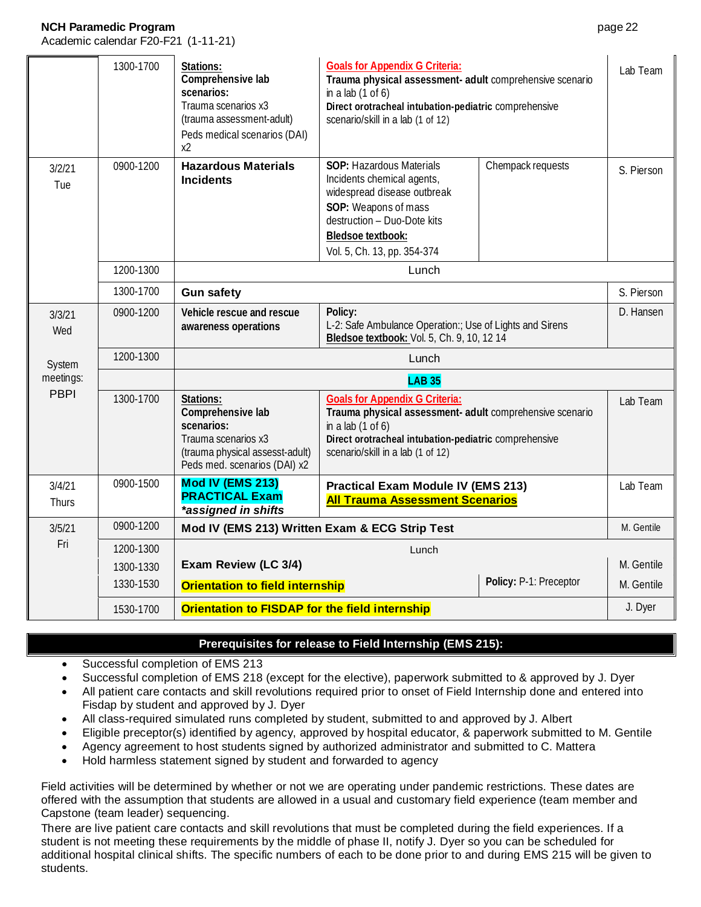**NCH Paramedic Program**
Academic calendar F20-F21 (1-11-21)

| Date | Time | Topic | Content | | Instructor |
|---|---|---|---|---|---|
| | 1300-1700 | **Stations:** **Comprehensive lab scenarios:** Trauma scenarios x3 (trauma assessment-adult) Peds medical scenarios (DAI) x2 | **Goals for Appendix G Criteria:** **Trauma physical assessment- adult** comprehensive scenario in a lab (1 of 6) **Direct orotracheal intubation-pediatric** comprehensive scenario/skill in a lab (1 of 12) | | Lab Team |
| 3/2/21 Tue | 0900-1200 | **Hazardous Materials Incidents** | **SOP:** Hazardous Materials Incidents chemical agents, widespread disease outbreak **SOP:** Weapons of mass destruction – Duo-Dote kits **Bledsoe textbook:** Vol. 5, Ch. 13, pp. 354-374 | Chempack requests | S. Pierson |
| | 1200-1300 | Lunch | | | |
| | 1300-1700 | **Gun safety** | | | S. Pierson |
| 3/3/21 Wed System meetings: PBPI | 0900-1200 | **Vehicle rescue and rescue awareness operations** | **Policy:** L-2: Safe Ambulance Operation:; Use of Lights and Sirens **Bledsoe textbook:** Vol. 5, Ch. 9, 10, 12 14 | | D. Hansen |
| | 1200-1300 | Lunch | | | |
| | | **LAB 35** | | | |
| | 1300-1700 | **Stations:** **Comprehensive lab scenarios:** Trauma scenarios x3 (trauma physical assess-adult) Peds med. scenarios (DAI) x2 | **Goals for Appendix G Criteria:** **Trauma physical assessment- adult** comprehensive scenario in a lab (1 of 6) **Direct orotracheal intubation-pediatric** comprehensive scenario/skill in a lab (1 of 12) | | Lab Team |
| 3/4/21 Thurs | 0900-1500 | **Mod IV (EMS 213) PRACTICAL Exam** ***assigned in shifts** | **Practical Exam Module IV (EMS 213)** **All Trauma Assessment Scenarios** | | Lab Team |
| 3/5/21 Fri | 0900-1200 | **Mod IV (EMS 213) Written Exam & ECG Strip Test** | | | M. Gentile |
| | 1200-1300 | Lunch | | | |
| | 1300-1330 | **Exam Review (LC 3/4)** | | | M. Gentile |
| | 1330-1530 | **Orientation to field internship** | | **Policy:** P-1: Preceptor | M. Gentile |
| | 1530-1700 | **Orientation to FISDAP for the field internship** | | | J. Dyer |

## Prerequisites for release to Field Internship (EMS 215):

- Successful completion of EMS 213
- Successful completion of EMS 218 (except for the elective), paperwork submitted to & approved by J. Dyer
- All patient care contacts and skill revolutions required prior to onset of Field Internship done and entered into Fisdap by student and approved by J. Dyer
- All class-required simulated runs completed by student, submitted to and approved by J. Albert
- Eligible preceptor(s) identified by agency, approved by hospital educator, & paperwork submitted to M. Gentile
- Agency agreement to host students signed by authorized administrator and submitted to C. Mattera
- Hold harmless statement signed by student and forwarded to agency

Field activities will be determined by whether or not we are operating under pandemic restrictions. These dates are offered with the assumption that students are allowed in a usual and customary field experience (team member and Capstone (team leader) sequencing.

There are live patient care contacts and skill revolutions that must be completed during the field experiences. If a student is not meeting these requirements by the middle of phase II, notify J. Dyer so you can be scheduled for additional hospital clinical shifts. The specific numbers of each to be done prior to and during EMS 215 will be given to students.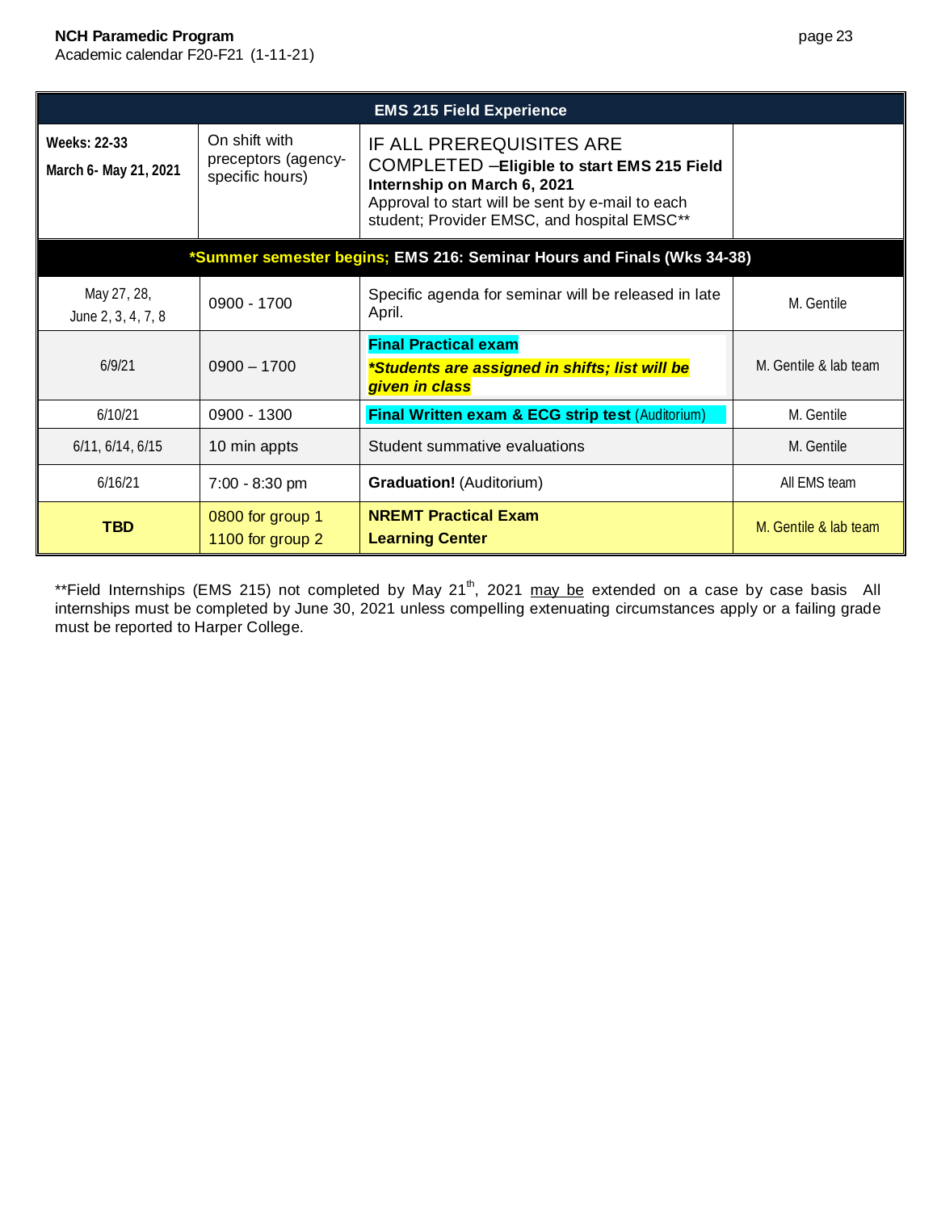**NCH Paramedic Program**
Academic calendar F20-F21 (1-11-21)

| EMS 215 Field Experience | | | |
|---|---|---|---|
| **Weeks: 22-33**<br>**March 6- May 21, 2021** | On shift with preceptors (agency-specific hours) | IF ALL PREREQUISITES ARE COMPLETED –**Eligible to start EMS 215 Field Internship on March 6, 2021**<br>Approval to start will be sent by e-mail to each student; Provider EMSC, and hospital EMSC** | |
| ***Summer semester begins; EMS 216: Seminar Hours and Finals (Wks 34-38)** | | | |
| May 27, 28,<br>June 2, 3, 4, 7, 8 | 0900 - 1700 | Specific agenda for seminar will be released in late April. | M. Gentile |
| 6/9/21 | 0900 – 1700 | **Final Practical exam**<br>***Students are assigned in shifts; list will be given in class*** | M. Gentile & lab team |
| 6/10/21 | 0900 - 1300 | **Final Written exam & ECG strip test** (Auditorium) | M. Gentile |
| 6/11, 6/14, 6/15 | 10 min appts | Student summative evaluations | M. Gentile |
| 6/16/21 | 7:00 - 8:30 pm | **Graduation!** (Auditorium) | All EMS team |
| **TBD** | 0800 for group 1<br>1100 for group 2 | **NREMT Practical Exam**<br>**Learning Center** | M. Gentile & lab team |

**Field Internships (EMS 215) not completed by May 21[th], 2021 may be extended on a case by case basis All internships must be completed by June 30, 2021 unless compelling extenuating circumstances apply or a failing grade must be reported to Harper College.